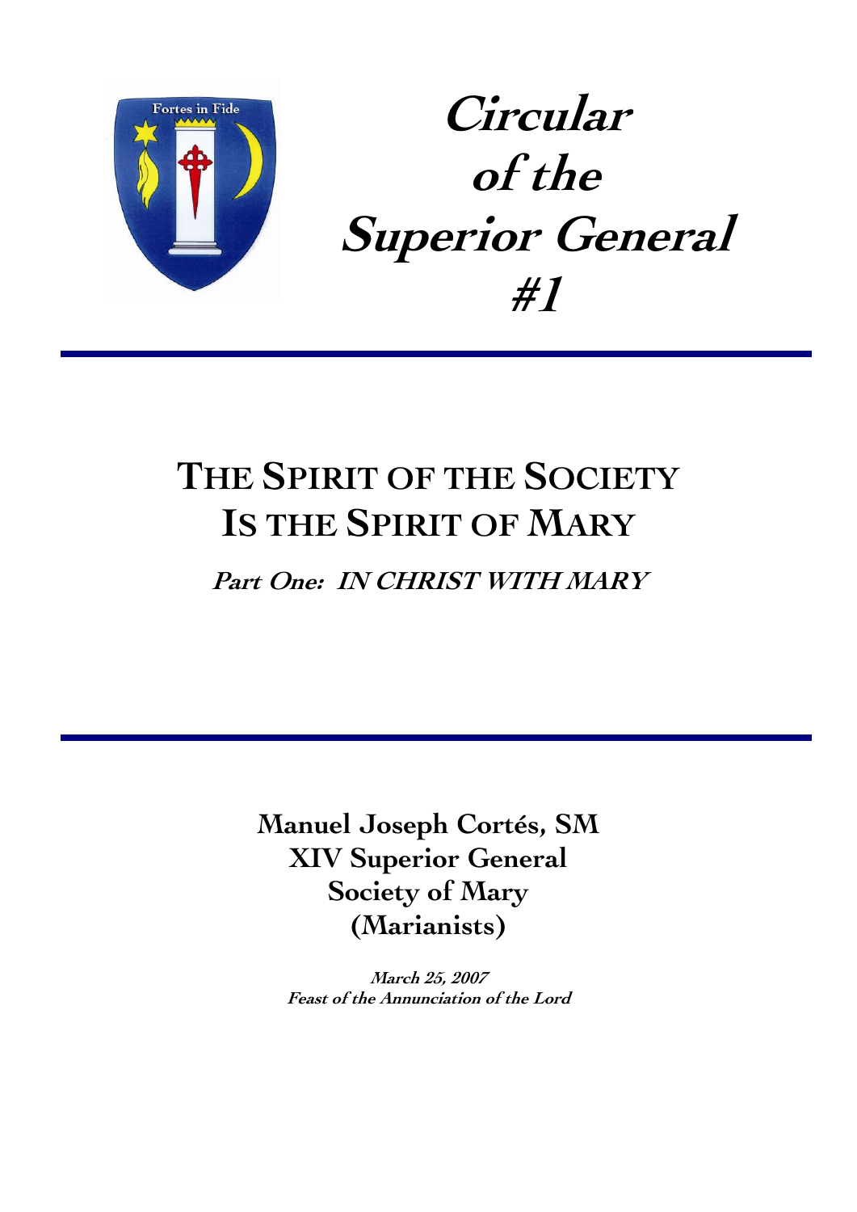# Circular of the Superior General #1

## THE SPIRIT OF THE SOCIETY IS THE SPIRIT OF MARY

### *Part One: IN CHRIST WITH MARY*

**Manuel Joseph Cortés, SM**
**XIV Superior General**
**Society of Mary**
**(Marianists)**

***March 25, 2007***
***Feast of the Annunciation of the Lord***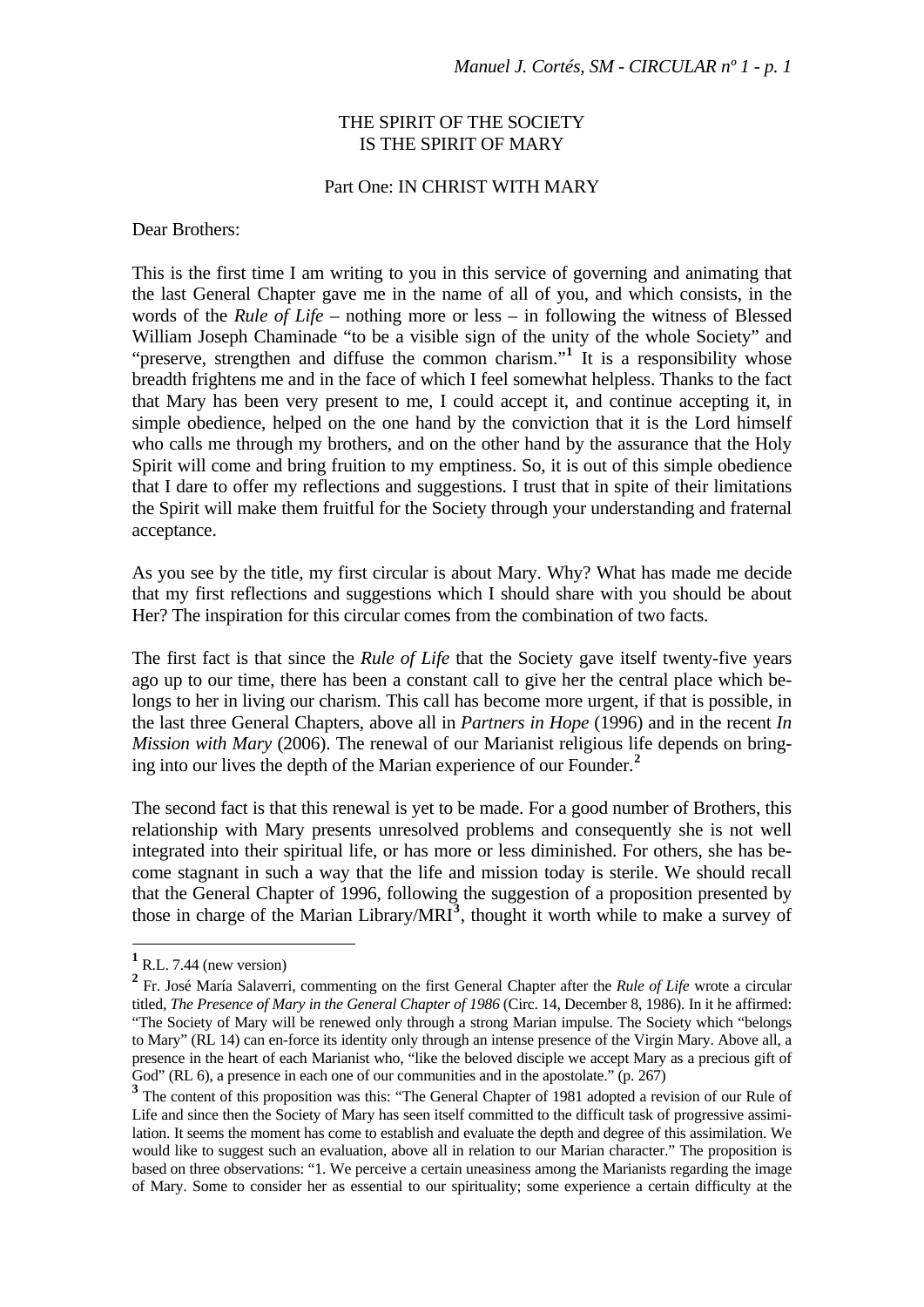THE SPIRIT OF THE SOCIETY
IS THE SPIRIT OF MARY

Part One: IN CHRIST WITH MARY

Dear Brothers:

This is the first time I am writing to you in this service of governing and animating that the last General Chapter gave me in the name of all of you, and which consists, in the words of the *Rule of Life* – nothing more or less – in following the witness of Blessed William Joseph Chaminade "to be a visible sign of the unity of the whole Society" and "preserve, strengthen and diffuse the common charism."[1] It is a responsibility whose breadth frightens me and in the face of which I feel somewhat helpless. Thanks to the fact that Mary has been very present to me, I could accept it, and continue accepting it, in simple obedience, helped on the one hand by the conviction that it is the Lord himself who calls me through my brothers, and on the other hand by the assurance that the Holy Spirit will come and bring fruition to my emptiness. So, it is out of this simple obedience that I dare to offer my reflections and suggestions. I trust that in spite of their limitations the Spirit will make them fruitful for the Society through your understanding and fraternal acceptance.

As you see by the title, my first circular is about Mary. Why? What has made me decide that my first reflections and suggestions which I should share with you should be about Her? The inspiration for this circular comes from the combination of two facts.

The first fact is that since the *Rule of Life* that the Society gave itself twenty-five years ago up to our time, there has been a constant call to give her the central place which belongs to her in living our charism. This call has become more urgent, if that is possible, in the last three General Chapters, above all in *Partners in Hope* (1996) and in the recent *In Mission with Mary* (2006). The renewal of our Marianist religious life depends on bringing into our lives the depth of the Marian experience of our Founder.[2]

The second fact is that this renewal is yet to be made. For a good number of Brothers, this relationship with Mary presents unresolved problems and consequently she is not well integrated into their spiritual life, or has more or less diminished. For others, she has become stagnant in such a way that the life and mission today is sterile. We should recall that the General Chapter of 1996, following the suggestion of a proposition presented by those in charge of the Marian Library/MRI[3], thought it worth while to make a survey of

---

[1] R.L. 7.44 (new version)

[2] Fr. José María Salaverri, commenting on the first General Chapter after the *Rule of Life* wrote a circular titled, *The Presence of Mary in the General Chapter of 1986* (Circ. 14, December 8, 1986). In it he affirmed: "The Society of Mary will be renewed only through a strong Marian impulse. The Society which "belongs to Mary" (RL 14) can en-force its identity only through an intense presence of the Virgin Mary. Above all, a presence in the heart of each Marianist who, "like the beloved disciple we accept Mary as a precious gift of God" (RL 6), a presence in each one of our communities and in the apostolate." (p. 267)

[3] The content of this proposition was this: "The General Chapter of 1981 adopted a revision of our Rule of Life and since then the Society of Mary has seen itself committed to the difficult task of progressive assimilation. It seems the moment has come to establish and evaluate the depth and degree of this assimilation. We would like to suggest such an evaluation, above all in relation to our Marian character." The proposition is based on three observations: "1. We perceive a certain uneasiness among the Marianists regarding the image of Mary. Some to consider her as essential to our spirituality; some experience a certain difficulty at the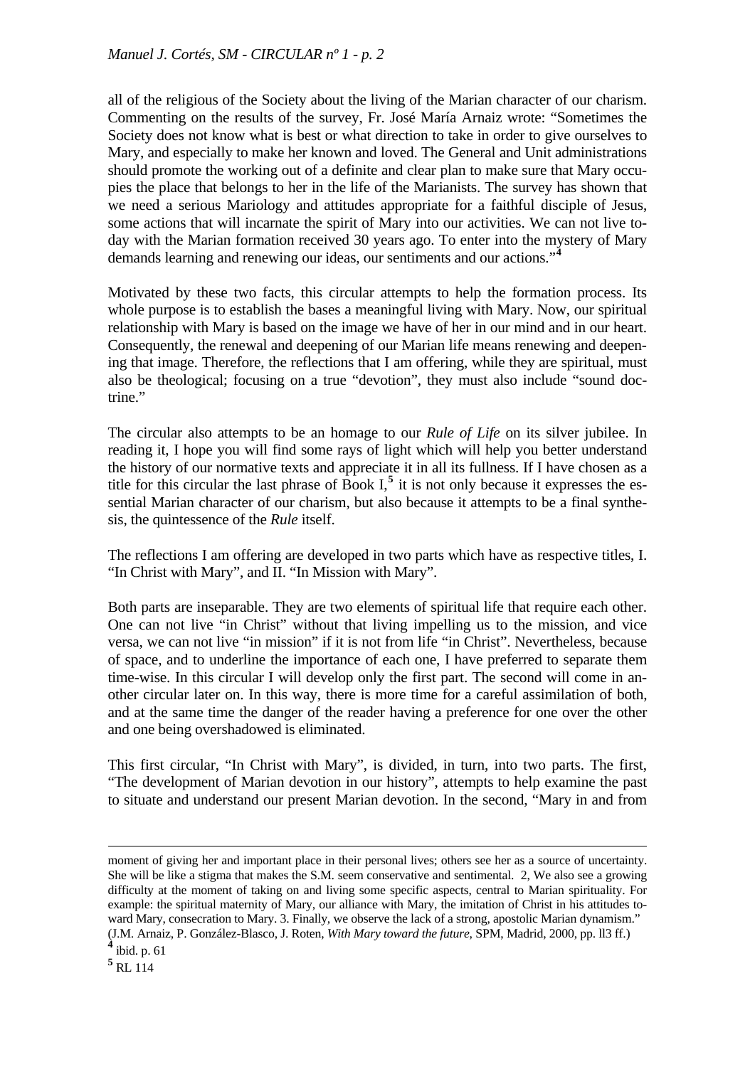all of the religious of the Society about the living of the Marian character of our charism. Commenting on the results of the survey, Fr. José María Arnaiz wrote: "Sometimes the Society does not know what is best or what direction to take in order to give ourselves to Mary, and especially to make her known and loved. The General and Unit administrations should promote the working out of a definite and clear plan to make sure that Mary occupies the place that belongs to her in the life of the Marianists. The survey has shown that we need a serious Mariology and attitudes appropriate for a faithful disciple of Jesus, some actions that will incarnate the spirit of Mary into our activities. We can not live today with the Marian formation received 30 years ago. To enter into the mystery of Mary demands learning and renewing our ideas, our sentiments and our actions."[4]

Motivated by these two facts, this circular attempts to help the formation process. Its whole purpose is to establish the bases a meaningful living with Mary. Now, our spiritual relationship with Mary is based on the image we have of her in our mind and in our heart. Consequently, the renewal and deepening of our Marian life means renewing and deepening that image. Therefore, the reflections that I am offering, while they are spiritual, must also be theological; focusing on a true "devotion", they must also include "sound doctrine."

The circular also attempts to be an homage to our *Rule of Life* on its silver jubilee. In reading it, I hope you will find some rays of light which will help you better understand the history of our normative texts and appreciate it in all its fullness. If I have chosen as a title for this circular the last phrase of Book I,[5] it is not only because it expresses the essential Marian character of our charism, but also because it attempts to be a final synthesis, the quintessence of the *Rule* itself.

The reflections I am offering are developed in two parts which have as respective titles, I. "In Christ with Mary", and II. "In Mission with Mary".

Both parts are inseparable. They are two elements of spiritual life that require each other. One can not live "in Christ" without that living impelling us to the mission, and vice versa, we can not live "in mission" if it is not from life "in Christ". Nevertheless, because of space, and to underline the importance of each one, I have preferred to separate them time-wise. In this circular I will develop only the first part. The second will come in another circular later on. In this way, there is more time for a careful assimilation of both, and at the same time the danger of the reader having a preference for one over the other and one being overshadowed is eliminated.

This first circular, "In Christ with Mary", is divided, in turn, into two parts. The first, "The development of Marian devotion in our history", attempts to help examine the past to situate and understand our present Marian devotion. In the second, "Mary in and from

---

moment of giving her and important place in their personal lives; others see her as a source of uncertainty. She will be like a stigma that makes the S.M. seem conservative and sentimental. 2, We also see a growing difficulty at the moment of taking on and living some specific aspects, central to Marian spirituality. For example: the spiritual maternity of Mary, our alliance with Mary, the imitation of Christ in his attitudes toward Mary, consecration to Mary. 3. Finally, we observe the lack of a strong, apostolic Marian dynamism." (J.M. Arnaiz, P. González-Blasco, J. Roten, *With Mary toward the future*, SPM, Madrid, 2000, pp. ll3 ff.)

[4] ibid. p. 61

[5] RL 114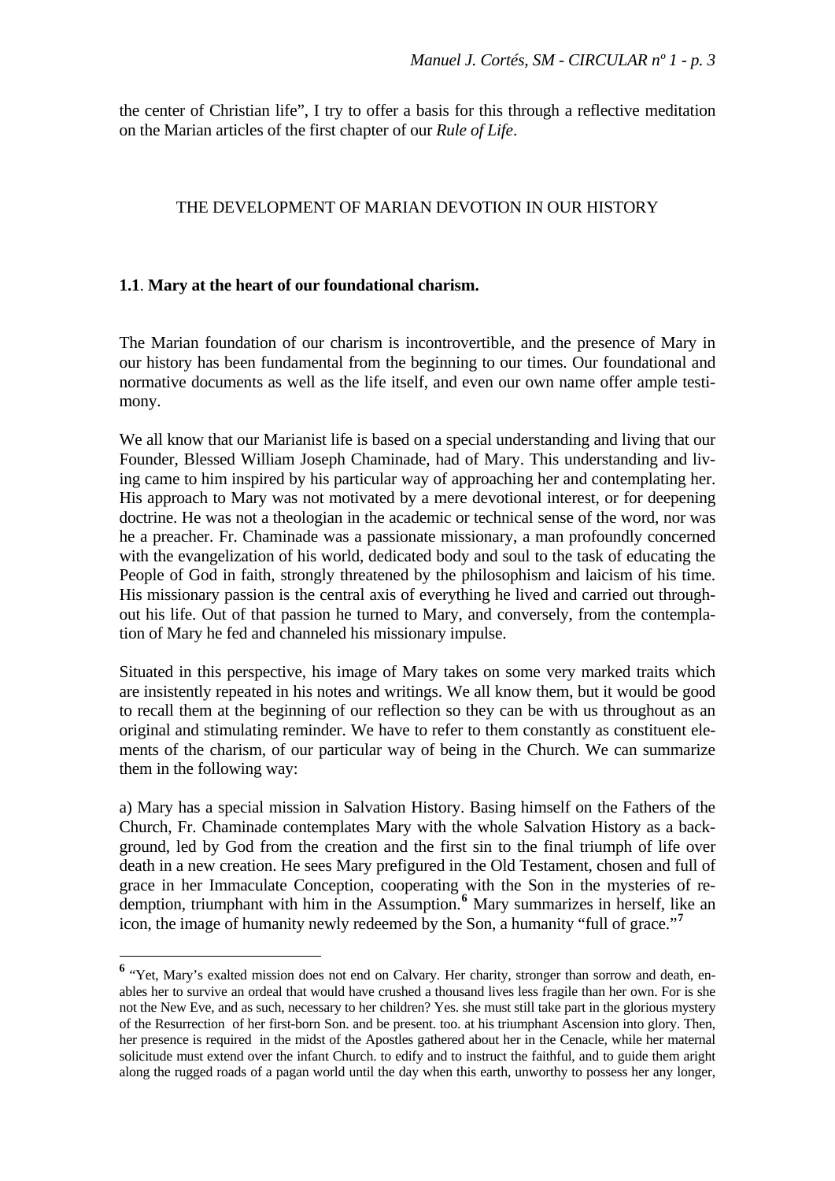the center of Christian life", I try to offer a basis for this through a reflective meditation on the Marian articles of the first chapter of our *Rule of Life*.

## THE DEVELOPMENT OF MARIAN DEVOTION IN OUR HISTORY

### 1.1. Mary at the heart of our foundational charism.

The Marian foundation of our charism is incontrovertible, and the presence of Mary in our history has been fundamental from the beginning to our times. Our foundational and normative documents as well as the life itself, and even our own name offer ample testimony.

We all know that our Marianist life is based on a special understanding and living that our Founder, Blessed William Joseph Chaminade, had of Mary. This understanding and living came to him inspired by his particular way of approaching her and contemplating her. His approach to Mary was not motivated by a mere devotional interest, or for deepening doctrine. He was not a theologian in the academic or technical sense of the word, nor was he a preacher. Fr. Chaminade was a passionate missionary, a man profoundly concerned with the evangelization of his world, dedicated body and soul to the task of educating the People of God in faith, strongly threatened by the philosophism and laicism of his time. His missionary passion is the central axis of everything he lived and carried out throughout his life. Out of that passion he turned to Mary, and conversely, from the contemplation of Mary he fed and channeled his missionary impulse.

Situated in this perspective, his image of Mary takes on some very marked traits which are insistently repeated in his notes and writings. We all know them, but it would be good to recall them at the beginning of our reflection so they can be with us throughout as an original and stimulating reminder. We have to refer to them constantly as constituent elements of the charism, of our particular way of being in the Church. We can summarize them in the following way:

a) Mary has a special mission in Salvation History. Basing himself on the Fathers of the Church, Fr. Chaminade contemplates Mary with the whole Salvation History as a background, led by God from the creation and the first sin to the final triumph of life over death in a new creation. He sees Mary prefigured in the Old Testament, chosen and full of grace in her Immaculate Conception, cooperating with the Son in the mysteries of redemption, triumphant with him in the Assumption.[6] Mary summarizes in herself, like an icon, the image of humanity newly redeemed by the Son, a humanity "full of grace."[7]

---

[6] "Yet, Mary's exalted mission does not end on Calvary. Her charity, stronger than sorrow and death, enables her to survive an ordeal that would have crushed a thousand lives less fragile than her own. For is she not the New Eve, and as such, necessary to her children? Yes. she must still take part in the glorious mystery of the Resurrection of her first-born Son. and be present. too. at his triumphant Ascension into glory. Then, her presence is required in the midst of the Apostles gathered about her in the Cenacle, while her maternal solicitude must extend over the infant Church. to edify and to instruct the faithful, and to guide them aright along the rugged roads of a pagan world until the day when this earth, unworthy to possess her any longer,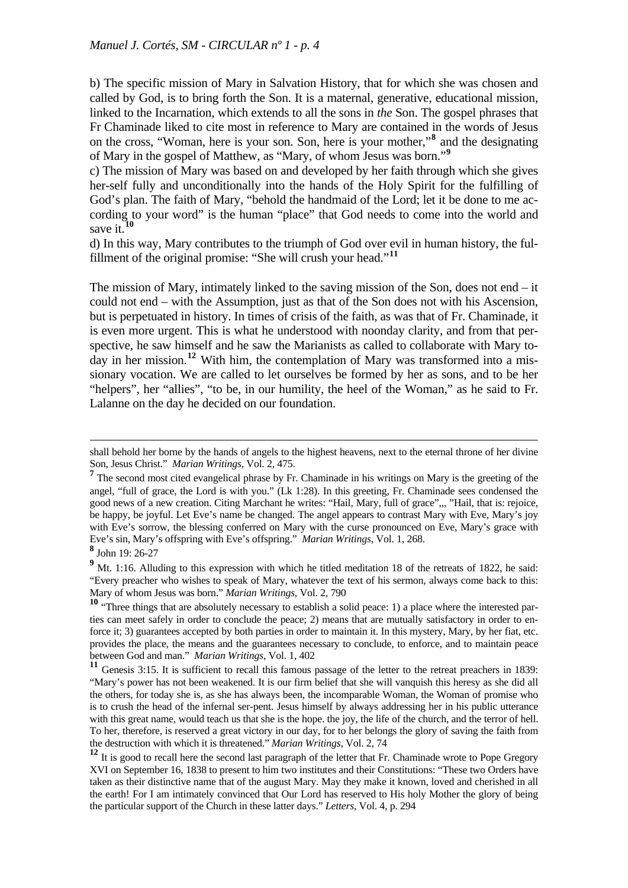b) The specific mission of Mary in Salvation History, that for which she was chosen and called by God, is to bring forth the Son. It is a maternal, generative, educational mission, linked to the Incarnation, which extends to all the sons in *the* Son. The gospel phrases that Fr Chaminade liked to cite most in reference to Mary are contained in the words of Jesus on the cross, "Woman, here is your son. Son, here is your mother,"[8] and the designating of Mary in the gospel of Matthew, as "Mary, of whom Jesus was born."[9]

c) The mission of Mary was based on and developed by her faith through which she gives her-self fully and unconditionally into the hands of the Holy Spirit for the fulfilling of God's plan. The faith of Mary, "behold the handmaid of the Lord; let it be done to me according to your word" is the human "place" that God needs to come into the world and save it.[10]

d) In this way, Mary contributes to the triumph of God over evil in human history, the fulfillment of the original promise: "She will crush your head."[11]

The mission of Mary, intimately linked to the saving mission of the Son, does not end – it could not end – with the Assumption, just as that of the Son does not with his Ascension, but is perpetuated in history. In times of crisis of the faith, as was that of Fr. Chaminade, it is even more urgent. This is what he understood with noonday clarity, and from that perspective, he saw himself and he saw the Marianists as called to collaborate with Mary today in her mission.[12] With him, the contemplation of Mary was transformed into a missionary vocation. We are called to let ourselves be formed by her as sons, and to be her "helpers", her "allies", "to be, in our humility, the heel of the Woman," as he said to Fr. Lalanne on the day he decided on our foundation.

---

shall behold her borne by the hands of angels to the highest heavens, next to the eternal throne of her divine Son, Jesus Christ." *Marian Writings*, Vol. 2, 475.

[7] The second most cited evangelical phrase by Fr. Chaminade in his writings on Mary is the greeting of the angel, "full of grace, the Lord is with you." (Lk 1:28). In this greeting, Fr. Chaminade sees condensed the good news of a new creation. Citing Marchant he writes: "Hail, Mary, full of grace",,, "Hail, that is: rejoice, be happy, be joyful. Let Eve's name be changed. The angel appears to contrast Mary with Eve, Mary's joy with Eve's sorrow, the blessing conferred on Mary with the curse pronounced on Eve, Mary's grace with Eve's sin, Mary's offspring with Eve's offspring." *Marian Writings*, Vol. 1, 268.

[8] John 19: 26-27

[9] Mt. 1:16. Alluding to this expression with which he titled meditation 18 of the retreats of 1822, he said: "Every preacher who wishes to speak of Mary, whatever the text of his sermon, always come back to this: Mary of whom Jesus was born." *Marian Writings*, Vol. 2, 790

[10] "Three things that are absolutely necessary to establish a solid peace: 1) a place where the interested parties can meet safely in order to conclude the peace; 2) means that are mutually satisfactory in order to enforce it; 3) guarantees accepted by both parties in order to maintain it. In this mystery, Mary, by her fiat, etc. provides the place, the means and the guarantees necessary to conclude, to enforce, and to maintain peace between God and man." *Marian Writings*, Vol. 1, 402

[11] Genesis 3:15. It is sufficient to recall this famous passage of the letter to the retreat preachers in 1839: "Mary's power has not been weakened. It is our firm belief that she will vanquish this heresy as she did all the others, for today she is, as she has always been, the incomparable Woman, the Woman of promise who is to crush the head of the infernal ser-pent. Jesus himself by always addressing her in his public utterance with this great name, would teach us that she is the hope. the joy, the life of the church, and the terror of hell. To her, therefore, is reserved a great victory in our day, for to her belongs the glory of saving the faith from the destruction with which it is threatened." *Marian Writings*, Vol. 2, 74

[12] It is good to recall here the second last paragraph of the letter that Fr. Chaminade wrote to Pope Gregory XVI on September 16, 1838 to present to him two institutes and their Constitutions: "These two Orders have taken as their distinctive name that of the august Mary. May they make it known, loved and cherished in all the earth! For I am intimately convinced that Our Lord has reserved to His holy Mother the glory of being the particular support of the Church in these latter days." *Letters*, Vol. 4, p. 294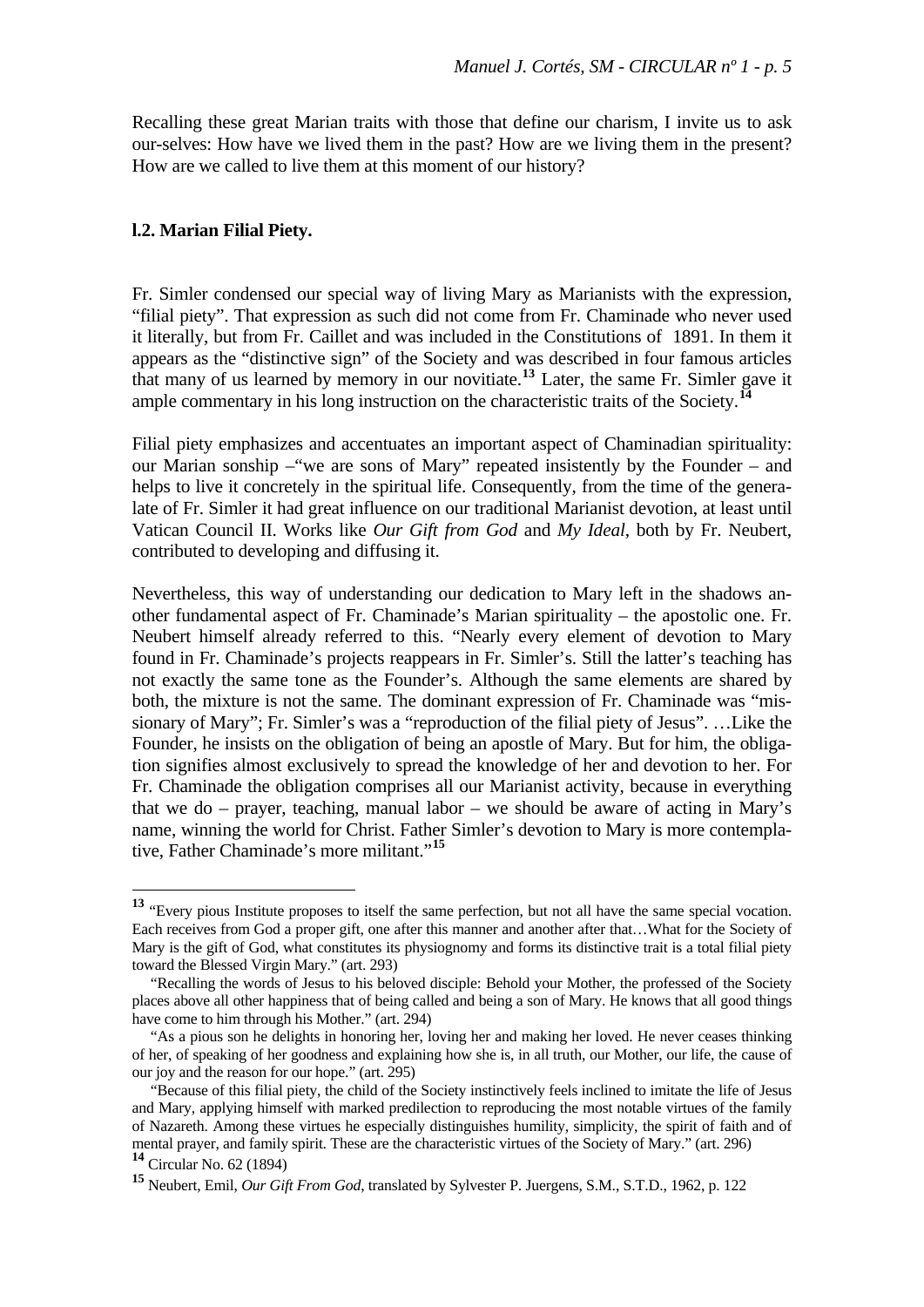Recalling these great Marian traits with those that define our charism, I invite us to ask our-selves: How have we lived them in the past? How are we living them in the present? How are we called to live them at this moment of our history?

### I.2. Marian Filial Piety.

Fr. Simler condensed our special way of living Mary as Marianists with the expression, "filial piety". That expression as such did not come from Fr. Chaminade who never used it literally, but from Fr. Caillet and was included in the Constitutions of 1891. In them it appears as the "distinctive sign" of the Society and was described in four famous articles that many of us learned by memory in our novitiate.[13] Later, the same Fr. Simler gave it ample commentary in his long instruction on the characteristic traits of the Society.[14]

Filial piety emphasizes and accentuates an important aspect of Chaminadian spirituality: our Marian sonship –"we are sons of Mary" repeated insistently by the Founder – and helps to live it concretely in the spiritual life. Consequently, from the time of the generalate of Fr. Simler it had great influence on our traditional Marianist devotion, at least until Vatican Council II. Works like *Our Gift from God* and *My Ideal*, both by Fr. Neubert, contributed to developing and diffusing it.

Nevertheless, this way of understanding our dedication to Mary left in the shadows another fundamental aspect of Fr. Chaminade's Marian spirituality – the apostolic one. Fr. Neubert himself already referred to this. "Nearly every element of devotion to Mary found in Fr. Chaminade's projects reappears in Fr. Simler's. Still the latter's teaching has not exactly the same tone as the Founder's. Although the same elements are shared by both, the mixture is not the same. The dominant expression of Fr. Chaminade was "missionary of Mary"; Fr. Simler's was a "reproduction of the filial piety of Jesus". …Like the Founder, he insists on the obligation of being an apostle of Mary. But for him, the obligation signifies almost exclusively to spread the knowledge of her and devotion to her. For Fr. Chaminade the obligation comprises all our Marianist activity, because in everything that we do – prayer, teaching, manual labor – we should be aware of acting in Mary's name, winning the world for Christ. Father Simler's devotion to Mary is more contemplative, Father Chaminade's more militant."[15]

---

[13] "Every pious Institute proposes to itself the same perfection, but not all have the same special vocation. Each receives from God a proper gift, one after this manner and another after that…What for the Society of Mary is the gift of God, what constitutes its physiognomy and forms its distinctive trait is a total filial piety toward the Blessed Virgin Mary." (art. 293)

"Recalling the words of Jesus to his beloved disciple: Behold your Mother, the professed of the Society places above all other happiness that of being called and being a son of Mary. He knows that all good things have come to him through his Mother." (art. 294)

"As a pious son he delights in honoring her, loving her and making her loved. He never ceases thinking of her, of speaking of her goodness and explaining how she is, in all truth, our Mother, our life, the cause of our joy and the reason for our hope." (art. 295)

"Because of this filial piety, the child of the Society instinctively feels inclined to imitate the life of Jesus and Mary, applying himself with marked predilection to reproducing the most notable virtues of the family of Nazareth. Among these virtues he especially distinguishes humility, simplicity, the spirit of faith and of mental prayer, and family spirit. These are the characteristic virtues of the Society of Mary." (art. 296)

[14] Circular No. 62 (1894)

[15] Neubert, Emil, *Our Gift From God*, translated by Sylvester P. Juergens, S.M., S.T.D., 1962, p. 122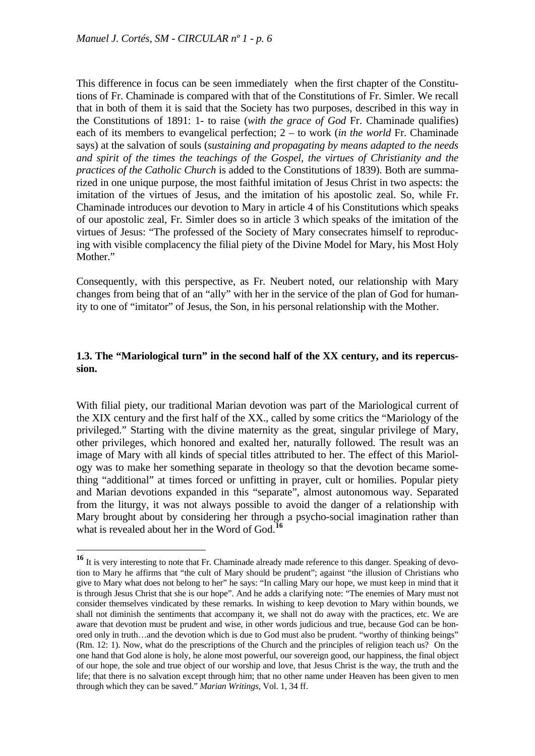This difference in focus can be seen immediately when the first chapter of the Constitutions of Fr. Chaminade is compared with that of the Constitutions of Fr. Simler. We recall that in both of them it is said that the Society has two purposes, described in this way in the Constitutions of 1891: 1- to raise (*with the grace of God* Fr. Chaminade qualifies) each of its members to evangelical perfection; 2 – to work (*in the world* Fr. Chaminade says) at the salvation of souls (*sustaining and propagating by means adapted to the needs and spirit of the times the teachings of the Gospel, the virtues of Christianity and the practices of the Catholic Church* is added to the Constitutions of 1839). Both are summarized in one unique purpose, the most faithful imitation of Jesus Christ in two aspects: the imitation of the virtues of Jesus, and the imitation of his apostolic zeal. So, while Fr. Chaminade introduces our devotion to Mary in article 4 of his Constitutions which speaks of our apostolic zeal, Fr. Simler does so in article 3 which speaks of the imitation of the virtues of Jesus: "The professed of the Society of Mary consecrates himself to reproducing with visible complacency the filial piety of the Divine Model for Mary, his Most Holy Mother."

Consequently, with this perspective, as Fr. Neubert noted, our relationship with Mary changes from being that of an "ally" with her in the service of the plan of God for humanity to one of "imitator" of Jesus, the Son, in his personal relationship with the Mother.

### 1.3. The "Mariological turn" in the second half of the XX century, and its repercussion.

With filial piety, our traditional Marian devotion was part of the Mariological current of the XIX century and the first half of the XX., called by some critics the "Mariology of the privileged." Starting with the divine maternity as the great, singular privilege of Mary, other privileges, which honored and exalted her, naturally followed. The result was an image of Mary with all kinds of special titles attributed to her. The effect of this Mariology was to make her something separate in theology so that the devotion became something "additional" at times forced or unfitting in prayer, cult or homilies. Popular piety and Marian devotions expanded in this "separate", almost autonomous way. Separated from the liturgy, it was not always possible to avoid the danger of a relationship with Mary brought about by considering her through a psycho-social imagination rather than what is revealed about her in the Word of God.[16]

---

[16] It is very interesting to note that Fr. Chaminade already made reference to this danger. Speaking of devotion to Mary he affirms that "the cult of Mary should be prudent"; against "the illusion of Christians who give to Mary what does not belong to her" he says: "In calling Mary our hope, we must keep in mind that it is through Jesus Christ that she is our hope". And he adds a clarifying note: "The enemies of Mary must not consider themselves vindicated by these remarks. In wishing to keep devotion to Mary within bounds, we shall not diminish the sentiments that accompany it, we shall not do away with the practices, etc. We are aware that devotion must be prudent and wise, in other words judicious and true, because God can be honored only in truth…and the devotion which is due to God must also be prudent. "worthy of thinking beings" (Rm. 12: 1). Now, what do the prescriptions of the Church and the principles of religion teach us? On the one hand that God alone is holy, he alone most powerful, our sovereign good, our happiness, the final object of our hope, the sole and true object of our worship and love, that Jesus Christ is the way, the truth and the life; that there is no salvation except through him; that no other name under Heaven has been given to men through which they can be saved." *Marian Writings*, Vol. 1, 34 ff.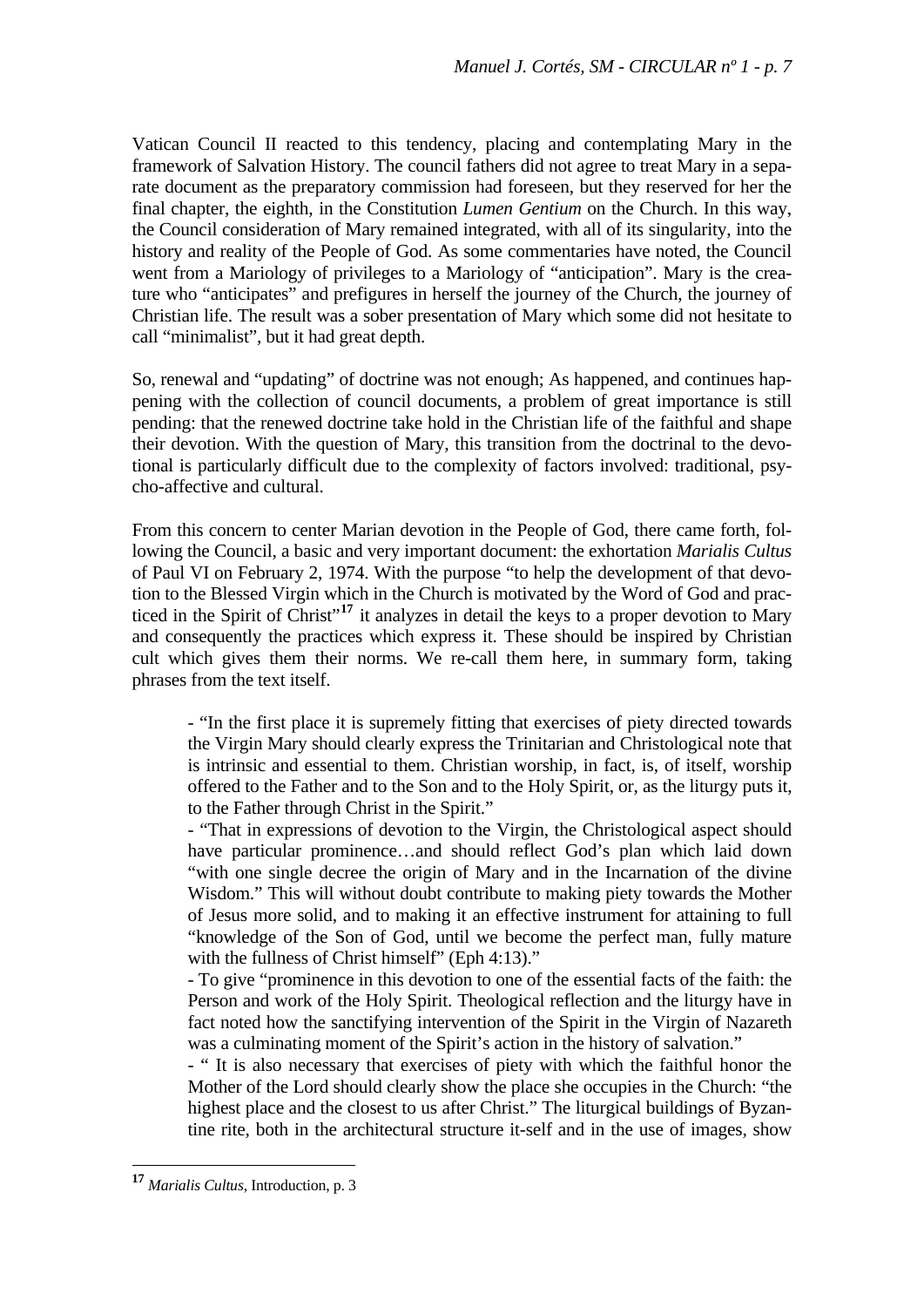Vatican Council II reacted to this tendency, placing and contemplating Mary in the framework of Salvation History. The council fathers did not agree to treat Mary in a separate document as the preparatory commission had foreseen, but they reserved for her the final chapter, the eighth, in the Constitution *Lumen Gentium* on the Church. In this way, the Council consideration of Mary remained integrated, with all of its singularity, into the history and reality of the People of God. As some commentaries have noted, the Council went from a Mariology of privileges to a Mariology of "anticipation". Mary is the creature who "anticipates" and prefigures in herself the journey of the Church, the journey of Christian life. The result was a sober presentation of Mary which some did not hesitate to call "minimalist", but it had great depth.

So, renewal and "updating" of doctrine was not enough; As happened, and continues happening with the collection of council documents, a problem of great importance is still pending: that the renewed doctrine take hold in the Christian life of the faithful and shape their devotion. With the question of Mary, this transition from the doctrinal to the devotional is particularly difficult due to the complexity of factors involved: traditional, psycho-affective and cultural.

From this concern to center Marian devotion in the People of God, there came forth, following the Council, a basic and very important document: the exhortation *Marialis Cultus* of Paul VI on February 2, 1974. With the purpose "to help the development of that devotion to the Blessed Virgin which in the Church is motivated by the Word of God and practiced in the Spirit of Christ"[17] it analyzes in detail the keys to a proper devotion to Mary and consequently the practices which express it. These should be inspired by Christian cult which gives them their norms. We re-call them here, in summary form, taking phrases from the text itself.

> - "In the first place it is supremely fitting that exercises of piety directed towards the Virgin Mary should clearly express the Trinitarian and Christological note that is intrinsic and essential to them. Christian worship, in fact, is, of itself, worship offered to the Father and to the Son and to the Holy Spirit, or, as the liturgy puts it, to the Father through Christ in the Spirit."
> - "That in expressions of devotion to the Virgin, the Christological aspect should have particular prominence…and should reflect God's plan which laid down "with one single decree the origin of Mary and in the Incarnation of the divine Wisdom." This will without doubt contribute to making piety towards the Mother of Jesus more solid, and to making it an effective instrument for attaining to full "knowledge of the Son of God, until we become the perfect man, fully mature with the fullness of Christ himself" (Eph 4:13)."
> - To give "prominence in this devotion to one of the essential facts of the faith: the Person and work of the Holy Spirit. Theological reflection and the liturgy have in fact noted how the sanctifying intervention of the Spirit in the Virgin of Nazareth was a culminating moment of the Spirit's action in the history of salvation."
> - " It is also necessary that exercises of piety with which the faithful honor the Mother of the Lord should clearly show the place she occupies in the Church: "the highest place and the closest to us after Christ." The liturgical buildings of Byzantine rite, both in the architectural structure it-self and in the use of images, show

[17] *Marialis Cultus*, Introduction, p. 3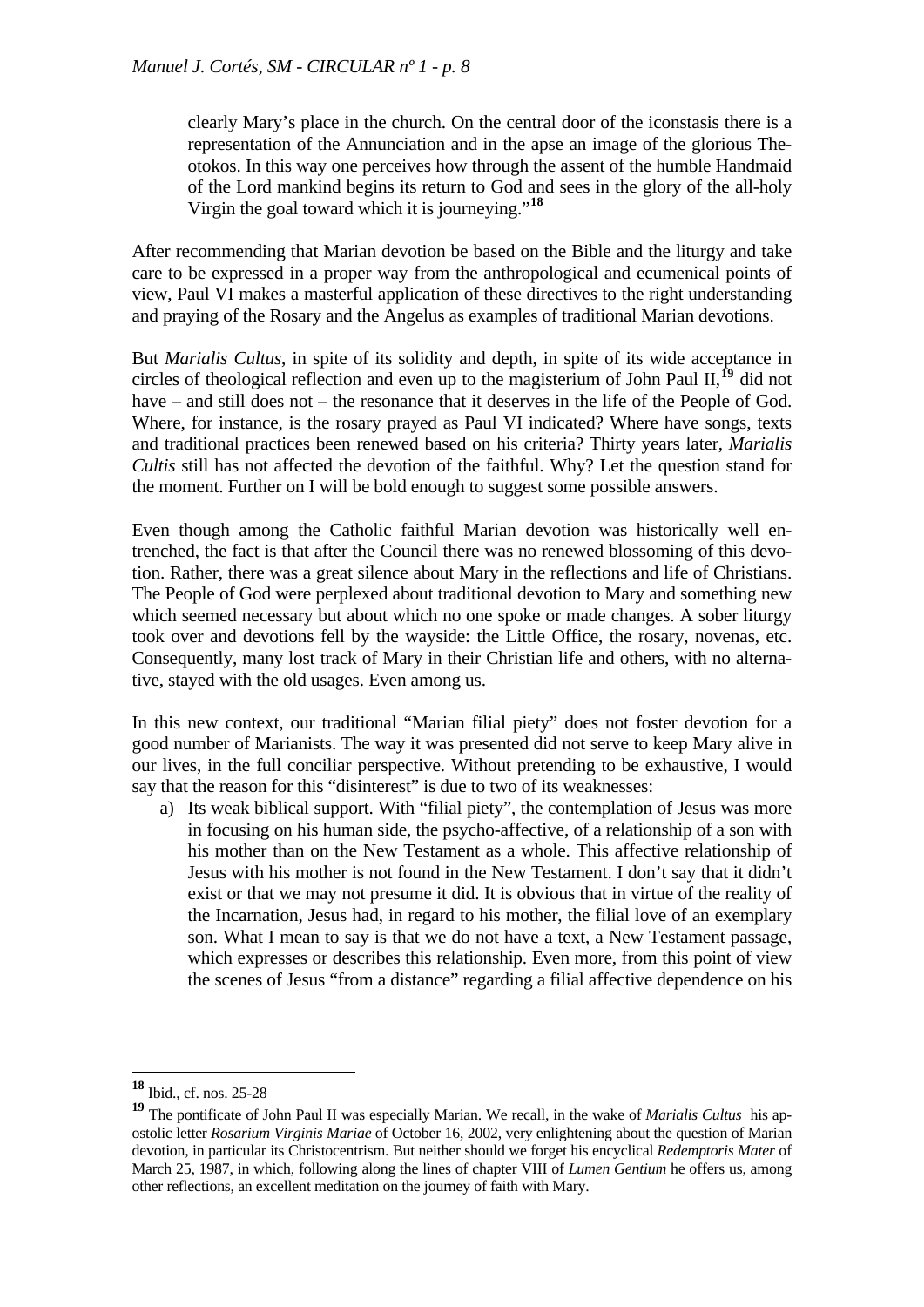clearly Mary's place in the church. On the central door of the iconstasis there is a representation of the Annunciation and in the apse an image of the glorious Theotokos. In this way one perceives how through the assent of the humble Handmaid of the Lord mankind begins its return to God and sees in the glory of the all-holy Virgin the goal toward which it is journeying."[18]

After recommending that Marian devotion be based on the Bible and the liturgy and take care to be expressed in a proper way from the anthropological and ecumenical points of view, Paul VI makes a masterful application of these directives to the right understanding and praying of the Rosary and the Angelus as examples of traditional Marian devotions.

But *Marialis Cultus*, in spite of its solidity and depth, in spite of its wide acceptance in circles of theological reflection and even up to the magisterium of John Paul II,[19] did not have – and still does not – the resonance that it deserves in the life of the People of God. Where, for instance, is the rosary prayed as Paul VI indicated? Where have songs, texts and traditional practices been renewed based on his criteria? Thirty years later, *Marialis Cultis* still has not affected the devotion of the faithful. Why? Let the question stand for the moment. Further on I will be bold enough to suggest some possible answers.

Even though among the Catholic faithful Marian devotion was historically well entrenched, the fact is that after the Council there was no renewed blossoming of this devotion. Rather, there was a great silence about Mary in the reflections and life of Christians. The People of God were perplexed about traditional devotion to Mary and something new which seemed necessary but about which no one spoke or made changes. A sober liturgy took over and devotions fell by the wayside: the Little Office, the rosary, novenas, etc. Consequently, many lost track of Mary in their Christian life and others, with no alternative, stayed with the old usages. Even among us.

In this new context, our traditional "Marian filial piety" does not foster devotion for a good number of Marianists. The way it was presented did not serve to keep Mary alive in our lives, in the full conciliar perspective. Without pretending to be exhaustive, I would say that the reason for this "disinterest" is due to two of its weaknesses:

a) Its weak biblical support. With "filial piety", the contemplation of Jesus was more in focusing on his human side, the psycho-affective, of a relationship of a son with his mother than on the New Testament as a whole. This affective relationship of Jesus with his mother is not found in the New Testament. I don't say that it didn't exist or that we may not presume it did. It is obvious that in virtue of the reality of the Incarnation, Jesus had, in regard to his mother, the filial love of an exemplary son. What I mean to say is that we do not have a text, a New Testament passage, which expresses or describes this relationship. Even more, from this point of view the scenes of Jesus "from a distance" regarding a filial affective dependence on his

---

[18] Ibid., cf. nos. 25-28

[19] The pontificate of John Paul II was especially Marian. We recall, in the wake of *Marialis Cultus* his apostolic letter *Rosarium Virginis Mariae* of October 16, 2002, very enlightening about the question of Marian devotion, in particular its Christocentrism. But neither should we forget his encyclical *Redemptoris Mater* of March 25, 1987, in which, following along the lines of chapter VIII of *Lumen Gentium* he offers us, among other reflections, an excellent meditation on the journey of faith with Mary.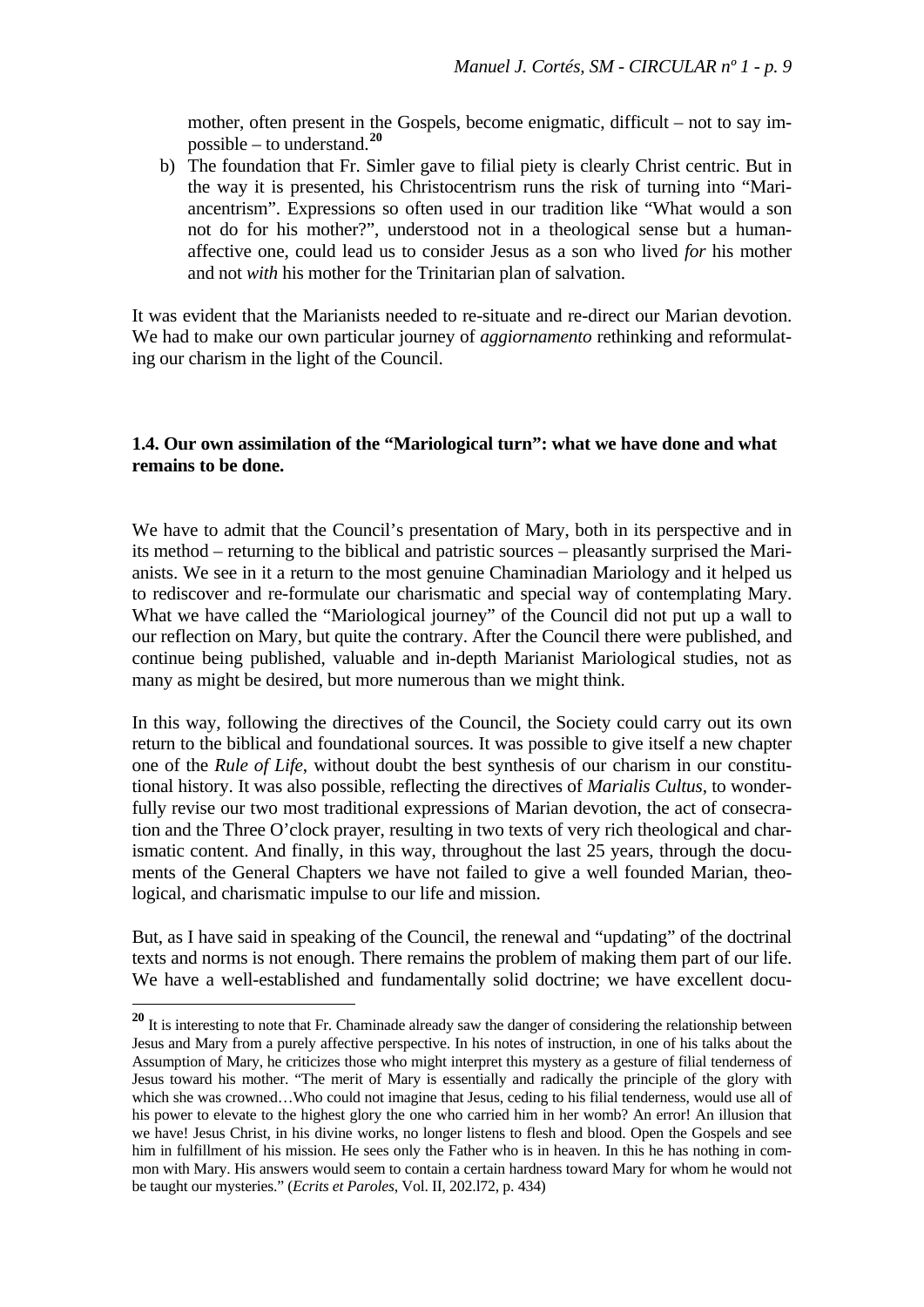mother, often present in the Gospels, become enigmatic, difficult – not to say impossible – to understand.[20]

b) The foundation that Fr. Simler gave to filial piety is clearly Christ centric. But in the way it is presented, his Christocentrism runs the risk of turning into "Mariancentrism". Expressions so often used in our tradition like "What would a son not do for his mother?", understood not in a theological sense but a human-affective one, could lead us to consider Jesus as a son who lived *for* his mother and not *with* his mother for the Trinitarian plan of salvation.

It was evident that the Marianists needed to re-situate and re-direct our Marian devotion. We had to make our own particular journey of *aggiornamento* rethinking and reformulating our charism in the light of the Council.

### 1.4. Our own assimilation of the "Mariological turn": what we have done and what remains to be done.

We have to admit that the Council's presentation of Mary, both in its perspective and in its method – returning to the biblical and patristic sources – pleasantly surprised the Marianists. We see in it a return to the most genuine Chaminadian Mariology and it helped us to rediscover and re-formulate our charismatic and special way of contemplating Mary. What we have called the "Mariological journey" of the Council did not put up a wall to our reflection on Mary, but quite the contrary. After the Council there were published, and continue being published, valuable and in-depth Marianist Mariological studies, not as many as might be desired, but more numerous than we might think.

In this way, following the directives of the Council, the Society could carry out its own return to the biblical and foundational sources. It was possible to give itself a new chapter one of the *Rule of Life*, without doubt the best synthesis of our charism in our constitutional history. It was also possible, reflecting the directives of *Marialis Cultus*, to wonderfully revise our two most traditional expressions of Marian devotion, the act of consecration and the Three O'clock prayer, resulting in two texts of very rich theological and charismatic content. And finally, in this way, throughout the last 25 years, through the documents of the General Chapters we have not failed to give a well founded Marian, theological, and charismatic impulse to our life and mission.

But, as I have said in speaking of the Council, the renewal and "updating" of the doctrinal texts and norms is not enough. There remains the problem of making them part of our life. We have a well-established and fundamentally solid doctrine; we have excellent docu-

---

[20] It is interesting to note that Fr. Chaminade already saw the danger of considering the relationship between Jesus and Mary from a purely affective perspective. In his notes of instruction, in one of his talks about the Assumption of Mary, he criticizes those who might interpret this mystery as a gesture of filial tenderness of Jesus toward his mother. "The merit of Mary is essentially and radically the principle of the glory with which she was crowned…Who could not imagine that Jesus, ceding to his filial tenderness, would use all of his power to elevate to the highest glory the one who carried him in her womb? An error! An illusion that we have! Jesus Christ, in his divine works, no longer listens to flesh and blood. Open the Gospels and see him in fulfillment of his mission. He sees only the Father who is in heaven. In this he has nothing in common with Mary. His answers would seem to contain a certain hardness toward Mary for whom he would not be taught our mysteries." (*Ecrits et Paroles*, Vol. II, 202.l72, p. 434)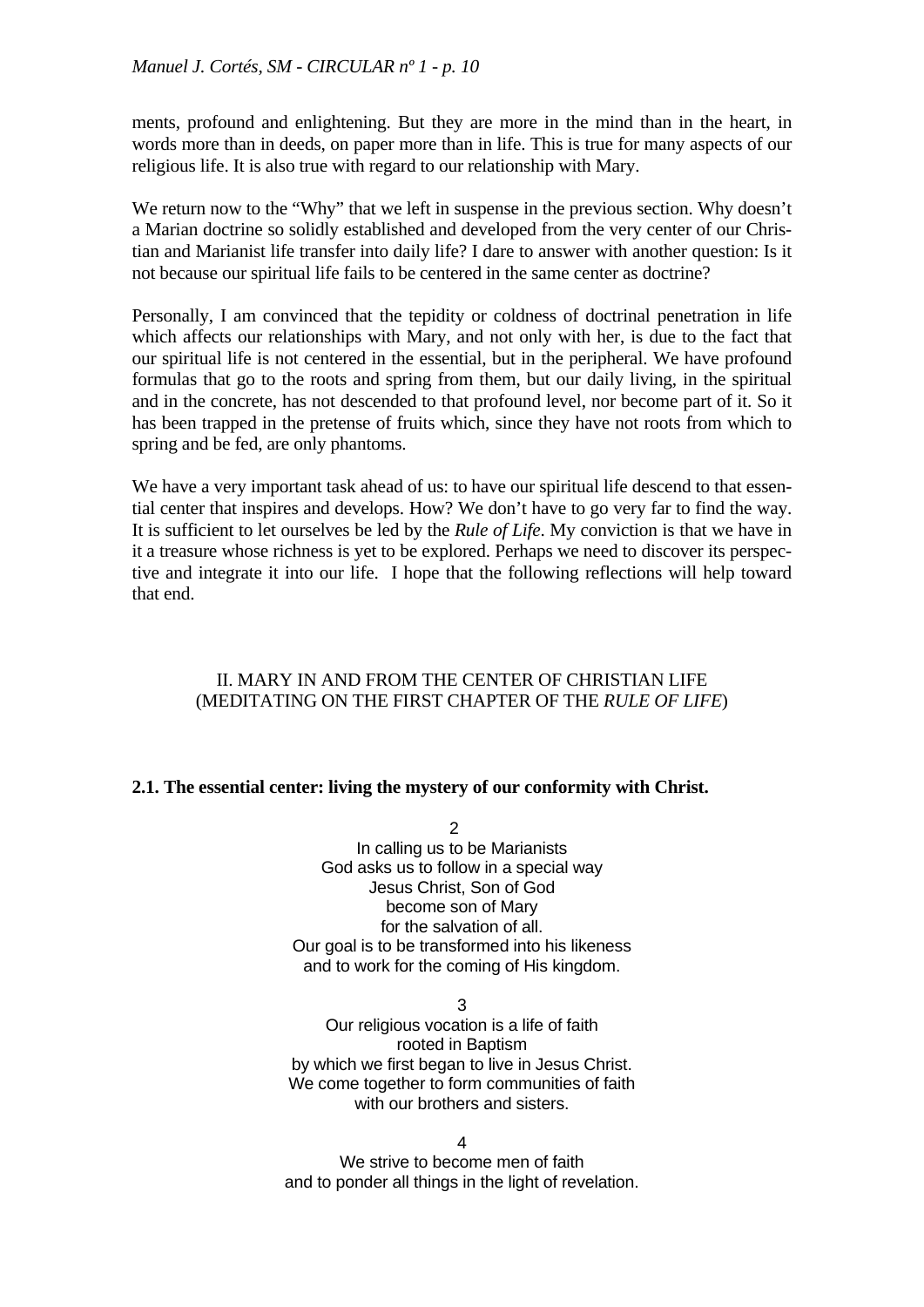ments, profound and enlightening. But they are more in the mind than in the heart, in words more than in deeds, on paper more than in life. This is true for many aspects of our religious life. It is also true with regard to our relationship with Mary.

We return now to the "Why" that we left in suspense in the previous section. Why doesn't a Marian doctrine so solidly established and developed from the very center of our Christian and Marianist life transfer into daily life? I dare to answer with another question: Is it not because our spiritual life fails to be centered in the same center as doctrine?

Personally, I am convinced that the tepidity or coldness of doctrinal penetration in life which affects our relationships with Mary, and not only with her, is due to the fact that our spiritual life is not centered in the essential, but in the peripheral. We have profound formulas that go to the roots and spring from them, but our daily living, in the spiritual and in the concrete, has not descended to that profound level, nor become part of it. So it has been trapped in the pretense of fruits which, since they have not roots from which to spring and be fed, are only phantoms.

We have a very important task ahead of us: to have our spiritual life descend to that essential center that inspires and develops. How? We don't have to go very far to find the way. It is sufficient to let ourselves be led by the *Rule of Life*. My conviction is that we have in it a treasure whose richness is yet to be explored. Perhaps we need to discover its perspective and integrate it into our life. I hope that the following reflections will help toward that end.

## II. MARY IN AND FROM THE CENTER OF CHRISTIAN LIFE (MEDITATING ON THE FIRST CHAPTER OF THE *RULE OF LIFE*)

### 2.1. The essential center: living the mystery of our conformity with Christ.

2

In calling us to be Marianists
God asks us to follow in a special way
Jesus Christ, Son of God
become son of Mary
for the salvation of all.
Our goal is to be transformed into his likeness
and to work for the coming of His kingdom.

3

Our religious vocation is a life of faith
rooted in Baptism
by which we first began to live in Jesus Christ.
We come together to form communities of faith
with our brothers and sisters.

4

We strive to become men of faith
and to ponder all things in the light of revelation.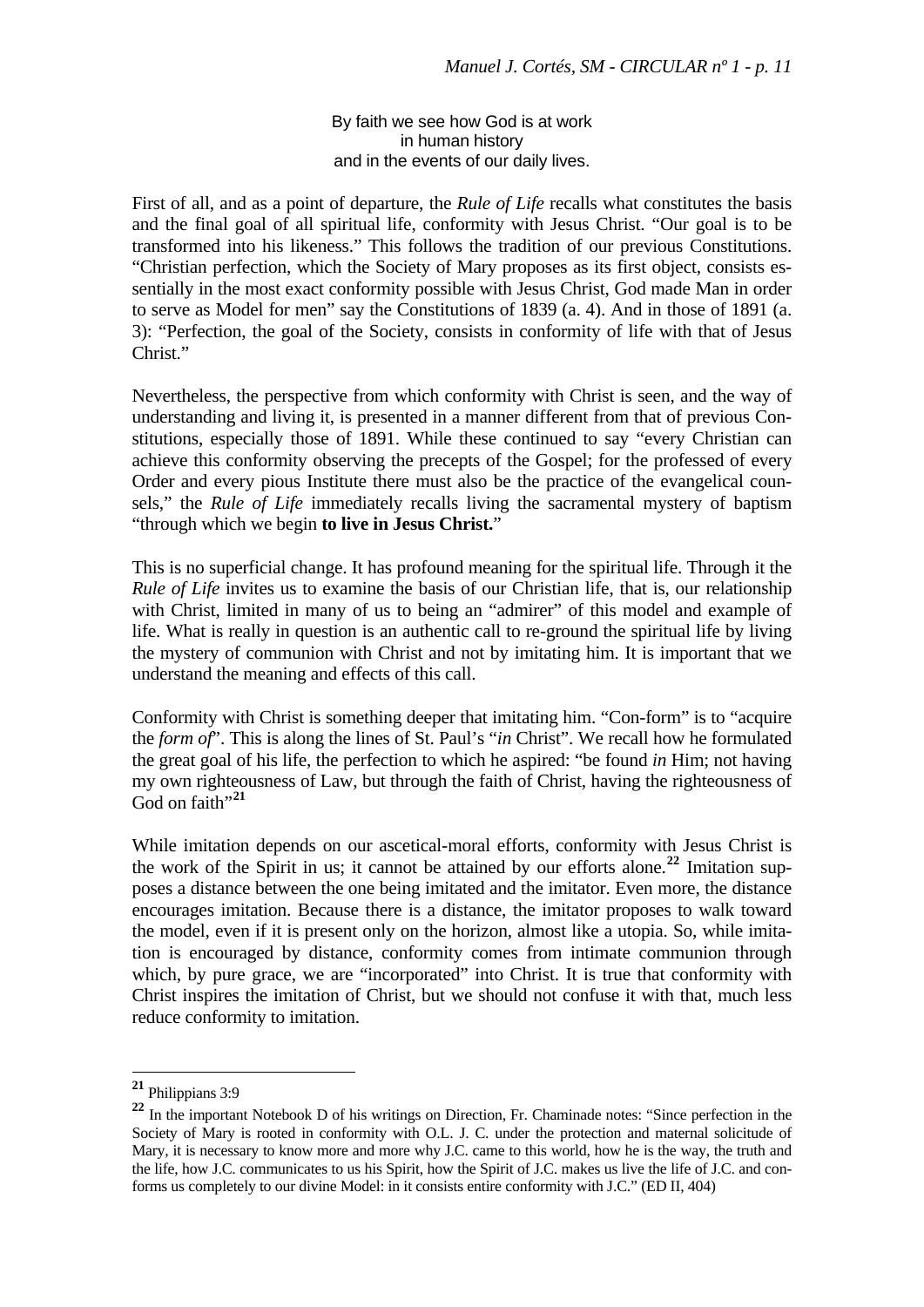By faith we see how God is at work
in human history
and in the events of our daily lives.

First of all, and as a point of departure, the *Rule of Life* recalls what constitutes the basis and the final goal of all spiritual life, conformity with Jesus Christ. "Our goal is to be transformed into his likeness." This follows the tradition of our previous Constitutions. "Christian perfection, which the Society of Mary proposes as its first object, consists essentially in the most exact conformity possible with Jesus Christ, God made Man in order to serve as Model for men" say the Constitutions of 1839 (a. 4). And in those of 1891 (a. 3): "Perfection, the goal of the Society, consists in conformity of life with that of Jesus Christ."

Nevertheless, the perspective from which conformity with Christ is seen, and the way of understanding and living it, is presented in a manner different from that of previous Constitutions, especially those of 1891. While these continued to say "every Christian can achieve this conformity observing the precepts of the Gospel; for the professed of every Order and every pious Institute there must also be the practice of the evangelical counsels," the *Rule of Life* immediately recalls living the sacramental mystery of baptism "through which we begin **to live in Jesus Christ.**"

This is no superficial change. It has profound meaning for the spiritual life. Through it the *Rule of Life* invites us to examine the basis of our Christian life, that is, our relationship with Christ, limited in many of us to being an "admirer" of this model and example of life. What is really in question is an authentic call to re-ground the spiritual life by living the mystery of communion with Christ and not by imitating him. It is important that we understand the meaning and effects of this call.

Conformity with Christ is something deeper that imitating him. "Con-form" is to "acquire the *form of*". This is along the lines of St. Paul's "*in* Christ". We recall how he formulated the great goal of his life, the perfection to which he aspired: "be found *in* Him; not having my own righteousness of Law, but through the faith of Christ, having the righteousness of God on faith"[21]

While imitation depends on our ascetical-moral efforts, conformity with Jesus Christ is the work of the Spirit in us; it cannot be attained by our efforts alone.[22] Imitation supposes a distance between the one being imitated and the imitator. Even more, the distance encourages imitation. Because there is a distance, the imitator proposes to walk toward the model, even if it is present only on the horizon, almost like a utopia. So, while imitation is encouraged by distance, conformity comes from intimate communion through which, by pure grace, we are "incorporated" into Christ. It is true that conformity with Christ inspires the imitation of Christ, but we should not confuse it with that, much less reduce conformity to imitation.

---

[21] Philippians 3:9

[22] In the important Notebook D of his writings on Direction, Fr. Chaminade notes: "Since perfection in the Society of Mary is rooted in conformity with O.L. J. C. under the protection and maternal solicitude of Mary, it is necessary to know more and more why J.C. came to this world, how he is the way, the truth and the life, how J.C. communicates to us his Spirit, how the Spirit of J.C. makes us live the life of J.C. and conforms us completely to our divine Model: in it consists entire conformity with J.C." (ED II, 404)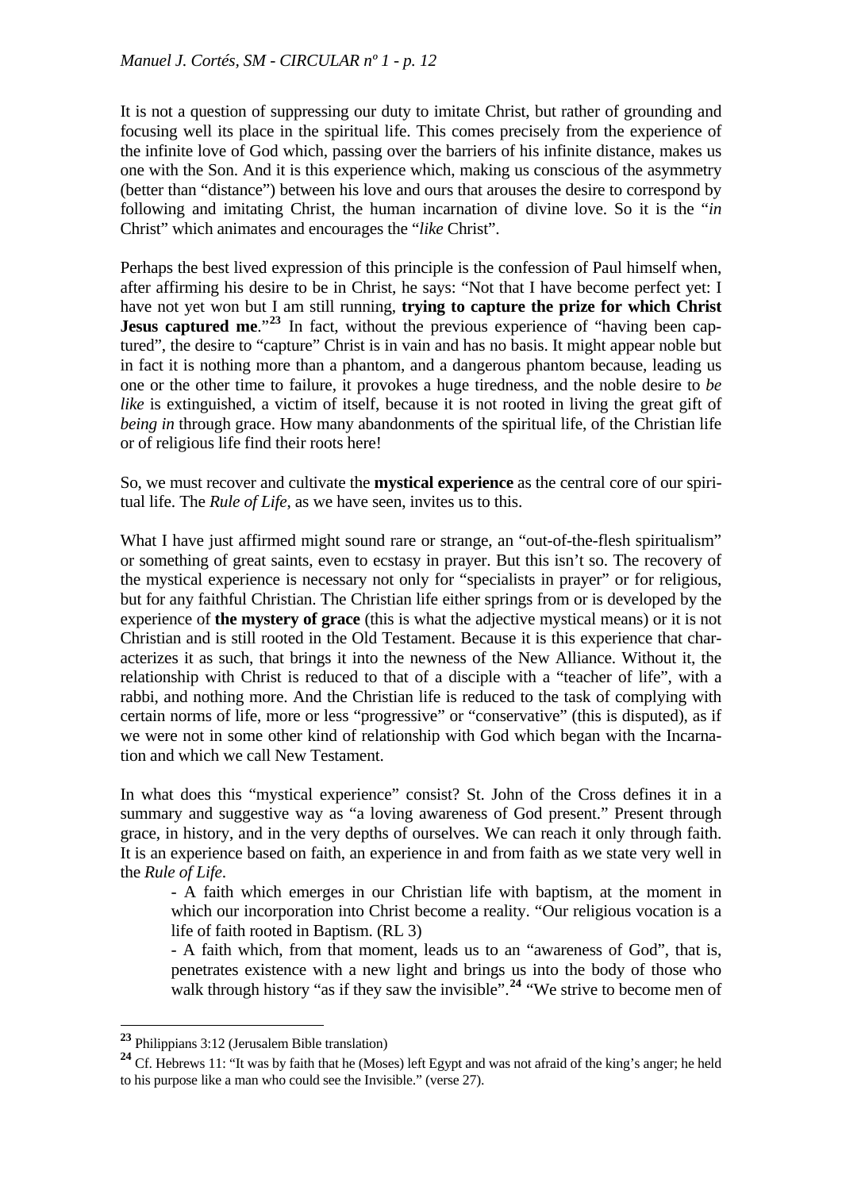It is not a question of suppressing our duty to imitate Christ, but rather of grounding and focusing well its place in the spiritual life. This comes precisely from the experience of the infinite love of God which, passing over the barriers of his infinite distance, makes us one with the Son. And it is this experience which, making us conscious of the asymmetry (better than "distance") between his love and ours that arouses the desire to correspond by following and imitating Christ, the human incarnation of divine love. So it is the "*in* Christ" which animates and encourages the "*like* Christ".

Perhaps the best lived expression of this principle is the confession of Paul himself when, after affirming his desire to be in Christ, he says: "Not that I have become perfect yet: I have not yet won but I am still running, **trying to capture the prize for which Christ Jesus captured me**."[23] In fact, without the previous experience of "having been captured", the desire to "capture" Christ is in vain and has no basis. It might appear noble but in fact it is nothing more than a phantom, and a dangerous phantom because, leading us one or the other time to failure, it provokes a huge tiredness, and the noble desire to *be like* is extinguished, a victim of itself, because it is not rooted in living the great gift of *being in* through grace. How many abandonments of the spiritual life, of the Christian life or of religious life find their roots here!

So, we must recover and cultivate the **mystical experience** as the central core of our spiritual life. The *Rule of Life*, as we have seen, invites us to this.

What I have just affirmed might sound rare or strange, an "out-of-the-flesh spiritualism" or something of great saints, even to ecstasy in prayer. But this isn't so. The recovery of the mystical experience is necessary not only for "specialists in prayer" or for religious, but for any faithful Christian. The Christian life either springs from or is developed by the experience of **the mystery of grace** (this is what the adjective mystical means) or it is not Christian and is still rooted in the Old Testament. Because it is this experience that characterizes it as such, that brings it into the newness of the New Alliance. Without it, the relationship with Christ is reduced to that of a disciple with a "teacher of life", with a rabbi, and nothing more. And the Christian life is reduced to the task of complying with certain norms of life, more or less "progressive" or "conservative" (this is disputed), as if we were not in some other kind of relationship with God which began with the Incarnation and which we call New Testament.

In what does this "mystical experience" consist? St. John of the Cross defines it in a summary and suggestive way as "a loving awareness of God present." Present through grace, in history, and in the very depths of ourselves. We can reach it only through faith. It is an experience based on faith, an experience in and from faith as we state very well in the *Rule of Life*.

- A faith which emerges in our Christian life with baptism, at the moment in which our incorporation into Christ become a reality. "Our religious vocation is a life of faith rooted in Baptism. (RL 3)
- A faith which, from that moment, leads us to an "awareness of God", that is, penetrates existence with a new light and brings us into the body of those who walk through history "as if they saw the invisible".[24] "We strive to become men of

---

[23] Philippians 3:12 (Jerusalem Bible translation)

[24] Cf. Hebrews 11: "It was by faith that he (Moses) left Egypt and was not afraid of the king's anger; he held to his purpose like a man who could see the Invisible." (verse 27).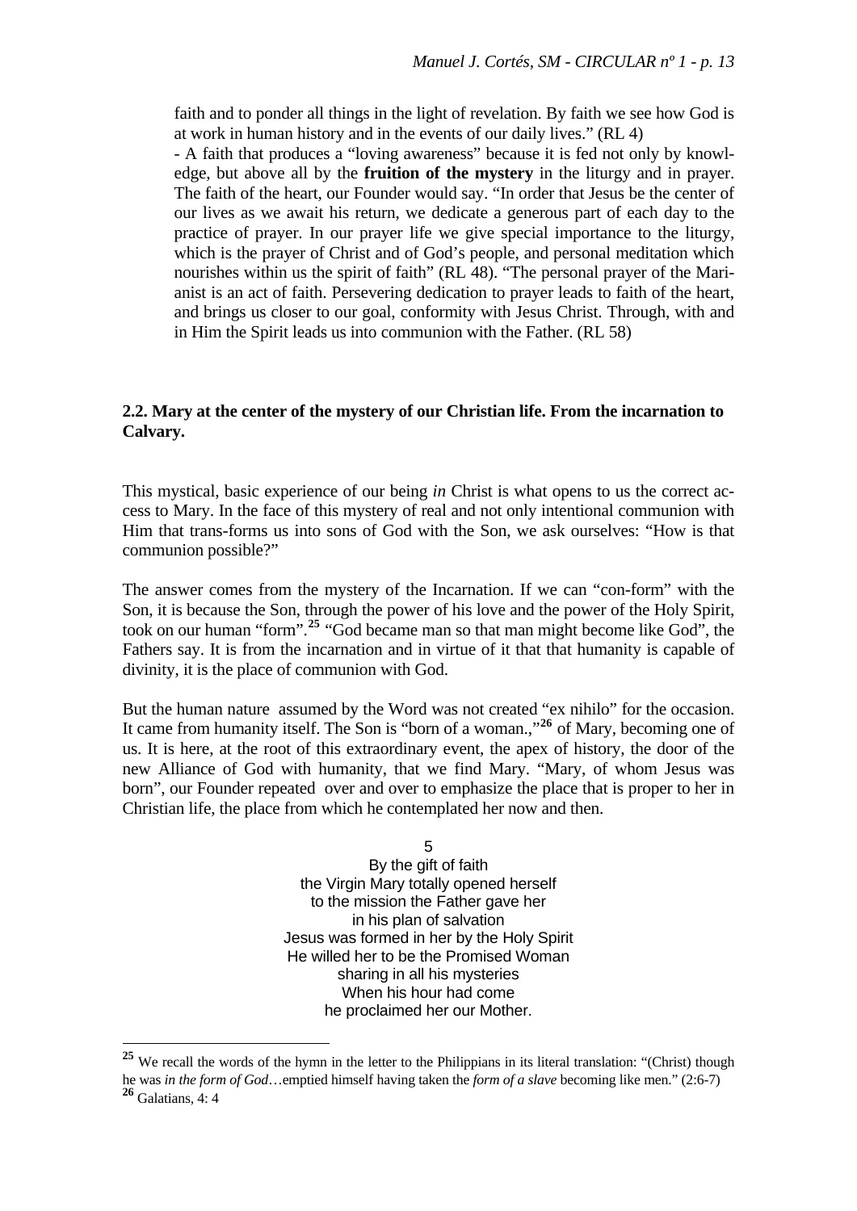faith and to ponder all things in the light of revelation. By faith we see how God is at work in human history and in the events of our daily lives." (RL 4)

- A faith that produces a "loving awareness" because it is fed not only by knowledge, but above all by the **fruition of the mystery** in the liturgy and in prayer. The faith of the heart, our Founder would say. "In order that Jesus be the center of our lives as we await his return, we dedicate a generous part of each day to the practice of prayer. In our prayer life we give special importance to the liturgy, which is the prayer of Christ and of God's people, and personal meditation which nourishes within us the spirit of faith" (RL 48). "The personal prayer of the Marianist is an act of faith. Persevering dedication to prayer leads to faith of the heart, and brings us closer to our goal, conformity with Jesus Christ. Through, with and in Him the Spirit leads us into communion with the Father. (RL 58)

### 2.2. Mary at the center of the mystery of our Christian life. From the incarnation to Calvary.

This mystical, basic experience of our being *in* Christ is what opens to us the correct access to Mary. In the face of this mystery of real and not only intentional communion with Him that trans-forms us into sons of God with the Son, we ask ourselves: "How is that communion possible?"

The answer comes from the mystery of the Incarnation. If we can "con-form" with the Son, it is because the Son, through the power of his love and the power of the Holy Spirit, took on our human "form".[25] "God became man so that man might become like God", the Fathers say. It is from the incarnation and in virtue of it that that humanity is capable of divinity, it is the place of communion with God.

But the human nature assumed by the Word was not created "ex nihilo" for the occasion. It came from humanity itself. The Son is "born of a woman.,"[26] of Mary, becoming one of us. It is here, at the root of this extraordinary event, the apex of history, the door of the new Alliance of God with humanity, that we find Mary. "Mary, of whom Jesus was born", our Founder repeated over and over to emphasize the place that is proper to her in Christian life, the place from which he contemplated her now and then.

5
By the gift of faith
the Virgin Mary totally opened herself
to the mission the Father gave her
in his plan of salvation
Jesus was formed in her by the Holy Spirit
He willed her to be the Promised Woman
sharing in all his mysteries
When his hour had come
he proclaimed her our Mother.

---

[25] We recall the words of the hymn in the letter to the Philippians in its literal translation: "(Christ) though he was *in the form of God*…emptied himself having taken the *form of a slave* becoming like men." (2:6-7)

[26] Galatians, 4: 4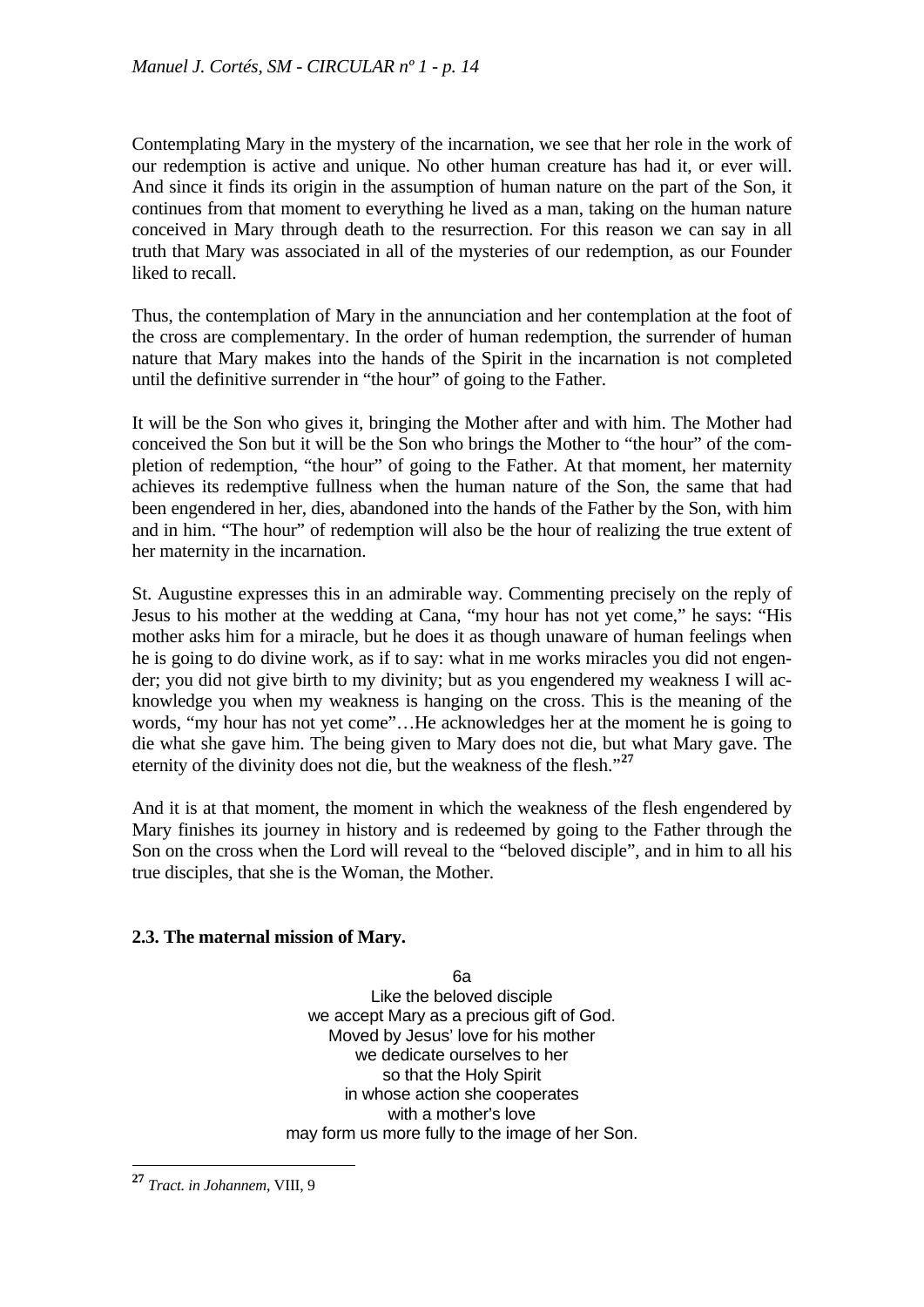Contemplating Mary in the mystery of the incarnation, we see that her role in the work of our redemption is active and unique. No other human creature has had it, or ever will. And since it finds its origin in the assumption of human nature on the part of the Son, it continues from that moment to everything he lived as a man, taking on the human nature conceived in Mary through death to the resurrection. For this reason we can say in all truth that Mary was associated in all of the mysteries of our redemption, as our Founder liked to recall.

Thus, the contemplation of Mary in the annunciation and her contemplation at the foot of the cross are complementary. In the order of human redemption, the surrender of human nature that Mary makes into the hands of the Spirit in the incarnation is not completed until the definitive surrender in "the hour" of going to the Father.

It will be the Son who gives it, bringing the Mother after and with him. The Mother had conceived the Son but it will be the Son who brings the Mother to "the hour" of the completion of redemption, "the hour" of going to the Father. At that moment, her maternity achieves its redemptive fullness when the human nature of the Son, the same that had been engendered in her, dies, abandoned into the hands of the Father by the Son, with him and in him. "The hour" of redemption will also be the hour of realizing the true extent of her maternity in the incarnation.

St. Augustine expresses this in an admirable way. Commenting precisely on the reply of Jesus to his mother at the wedding at Cana, "my hour has not yet come," he says: "His mother asks him for a miracle, but he does it as though unaware of human feelings when he is going to do divine work, as if to say: what in me works miracles you did not engender; you did not give birth to my divinity; but as you engendered my weakness I will acknowledge you when my weakness is hanging on the cross. This is the meaning of the words, "my hour has not yet come"…He acknowledges her at the moment he is going to die what she gave him. The being given to Mary does not die, but what Mary gave. The eternity of the divinity does not die, but the weakness of the flesh."[27]

And it is at that moment, the moment in which the weakness of the flesh engendered by Mary finishes its journey in history and is redeemed by going to the Father through the Son on the cross when the Lord will reveal to the "beloved disciple", and in him to all his true disciples, that she is the Woman, the Mother.

### 2.3. The maternal mission of Mary.

6a
Like the beloved disciple
we accept Mary as a precious gift of God.
Moved by Jesus' love for his mother
we dedicate ourselves to her
so that the Holy Spirit
in whose action she cooperates
with a mother's love
may form us more fully to the image of her Son.

---

[27] *Tract. in Johannem*, VIII, 9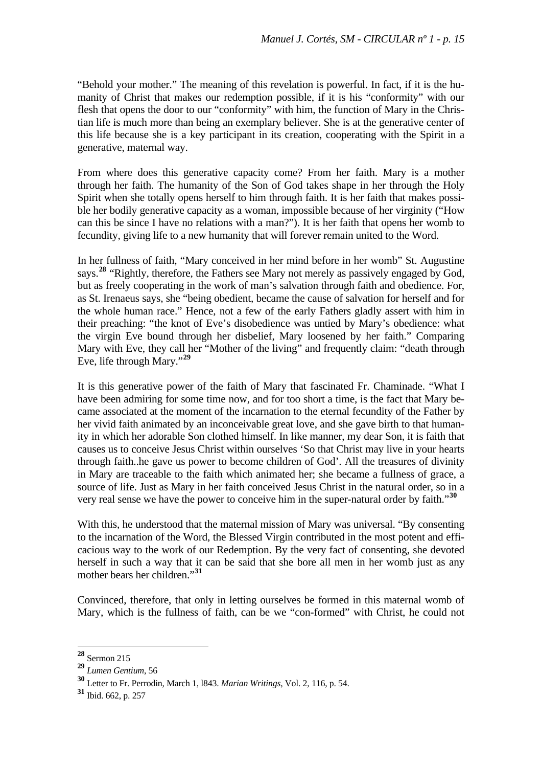"Behold your mother." The meaning of this revelation is powerful. In fact, if it is the humanity of Christ that makes our redemption possible, if it is his "conformity" with our flesh that opens the door to our "conformity" with him, the function of Mary in the Christian life is much more than being an exemplary believer. She is at the generative center of this life because she is a key participant in its creation, cooperating with the Spirit in a generative, maternal way.

From where does this generative capacity come? From her faith. Mary is a mother through her faith. The humanity of the Son of God takes shape in her through the Holy Spirit when she totally opens herself to him through faith. It is her faith that makes possible her bodily generative capacity as a woman, impossible because of her virginity ("How can this be since I have no relations with a man?"). It is her faith that opens her womb to fecundity, giving life to a new humanity that will forever remain united to the Word.

In her fullness of faith, "Mary conceived in her mind before in her womb" St. Augustine says.[28] "Rightly, therefore, the Fathers see Mary not merely as passively engaged by God, but as freely cooperating in the work of man's salvation through faith and obedience. For, as St. Irenaeus says, she "being obedient, became the cause of salvation for herself and for the whole human race." Hence, not a few of the early Fathers gladly assert with him in their preaching: "the knot of Eve's disobedience was untied by Mary's obedience: what the virgin Eve bound through her disbelief, Mary loosened by her faith." Comparing Mary with Eve, they call her "Mother of the living" and frequently claim: "death through Eve, life through Mary."[29]

It is this generative power of the faith of Mary that fascinated Fr. Chaminade. "What I have been admiring for some time now, and for too short a time, is the fact that Mary became associated at the moment of the incarnation to the eternal fecundity of the Father by her vivid faith animated by an inconceivable great love, and she gave birth to that humanity in which her adorable Son clothed himself. In like manner, my dear Son, it is faith that causes us to conceive Jesus Christ within ourselves 'So that Christ may live in your hearts through faith..he gave us power to become children of God'. All the treasures of divinity in Mary are traceable to the faith which animated her; she became a fullness of grace, a source of life. Just as Mary in her faith conceived Jesus Christ in the natural order, so in a very real sense we have the power to conceive him in the super-natural order by faith."[30]

With this, he understood that the maternal mission of Mary was universal. "By consenting to the incarnation of the Word, the Blessed Virgin contributed in the most potent and efficacious way to the work of our Redemption. By the very fact of consenting, she devoted herself in such a way that it can be said that she bore all men in her womb just as any mother bears her children."[31]

Convinced, therefore, that only in letting ourselves be formed in this maternal womb of Mary, which is the fullness of faith, can be we "con-formed" with Christ, he could not

---

[28] Sermon 215

[29] *Lumen Gentium*, 56

[30] Letter to Fr. Perrodin, March 1, l843. *Marian Writings*, Vol. 2, 116, p. 54.

[31] Ibid. 662, p. 257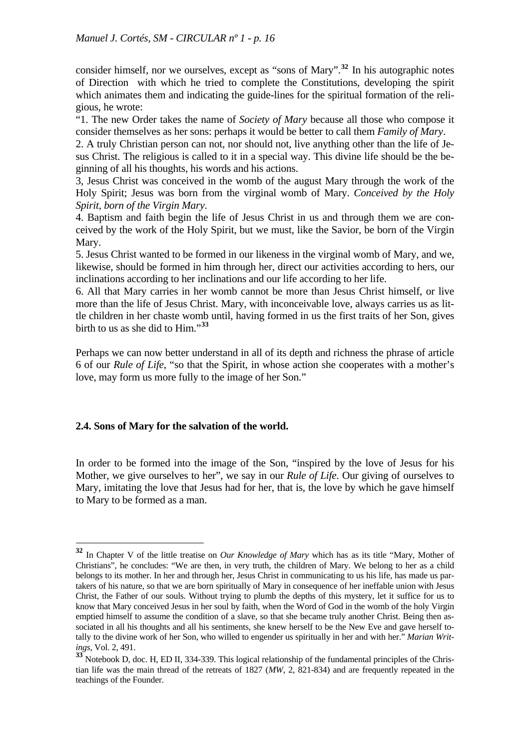consider himself, nor we ourselves, except as "sons of Mary".[32] In his autographic notes of Direction with which he tried to complete the Constitutions, developing the spirit which animates them and indicating the guide-lines for the spiritual formation of the religious, he wrote:

"1. The new Order takes the name of *Society of Mary* because all those who compose it consider themselves as her sons: perhaps it would be better to call them *Family of Mary*.

2. A truly Christian person can not, nor should not, live anything other than the life of Jesus Christ. The religious is called to it in a special way. This divine life should be the beginning of all his thoughts, his words and his actions.

3, Jesus Christ was conceived in the womb of the august Mary through the work of the Holy Spirit; Jesus was born from the virginal womb of Mary. *Conceived by the Holy Spirit, born of the Virgin Mary*.

4. Baptism and faith begin the life of Jesus Christ in us and through them we are conceived by the work of the Holy Spirit, but we must, like the Savior, be born of the Virgin Mary.

5. Jesus Christ wanted to be formed in our likeness in the virginal womb of Mary, and we, likewise, should be formed in him through her, direct our activities according to hers, our inclinations according to her inclinations and our life according to her life.

6. All that Mary carries in her womb cannot be more than Jesus Christ himself, or live more than the life of Jesus Christ. Mary, with inconceivable love, always carries us as little children in her chaste womb until, having formed in us the first traits of her Son, gives birth to us as she did to Him."[33]

Perhaps we can now better understand in all of its depth and richness the phrase of article 6 of our *Rule of Life*, "so that the Spirit, in whose action she cooperates with a mother's love, may form us more fully to the image of her Son."

### 2.4. Sons of Mary for the salvation of the world.

In order to be formed into the image of the Son, "inspired by the love of Jesus for his Mother, we give ourselves to her", we say in our *Rule of Life*. Our giving of ourselves to Mary, imitating the love that Jesus had for her, that is, the love by which he gave himself to Mary to be formed as a man.

---

[32] In Chapter V of the little treatise on *Our Knowledge of Mary* which has as its title "Mary, Mother of Christians", he concludes: "We are then, in very truth, the children of Mary. We belong to her as a child belongs to its mother. In her and through her, Jesus Christ in communicating to us his life, has made us partakers of his nature, so that we are born spiritually of Mary in consequence of her ineffable union with Jesus Christ, the Father of our souls. Without trying to plumb the depths of this mystery, let it suffice for us to know that Mary conceived Jesus in her soul by faith, when the Word of God in the womb of the holy Virgin emptied himself to assume the condition of a slave, so that she became truly another Christ. Being then associated in all his thoughts and all his sentiments, she knew herself to be the New Eve and gave herself totally to the divine work of her Son, who willed to engender us spiritually in her and with her." *Marian Writings*, Vol. 2, 491.

[33] Notebook D, doc. H, ED II, 334-339. This logical relationship of the fundamental principles of the Christian life was the main thread of the retreats of 1827 (*MW*, 2, 821-834) and are frequently repeated in the teachings of the Founder.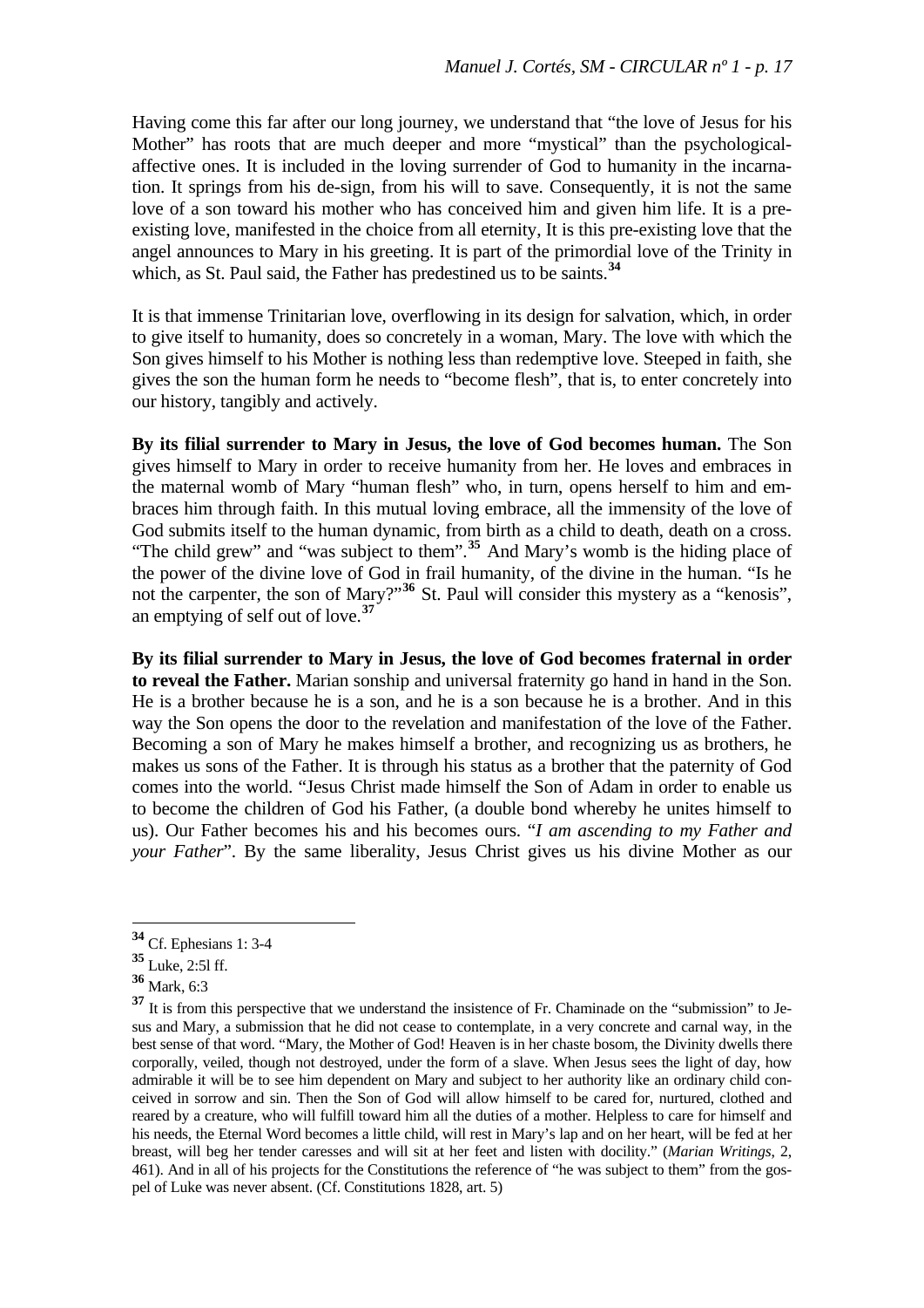Having come this far after our long journey, we understand that "the love of Jesus for his Mother" has roots that are much deeper and more "mystical" than the psychological-affective ones. It is included in the loving surrender of God to humanity in the incarnation. It springs from his de-sign, from his will to save. Consequently, it is not the same love of a son toward his mother who has conceived him and given him life. It is a pre-existing love, manifested in the choice from all eternity, It is this pre-existing love that the angel announces to Mary in his greeting. It is part of the primordial love of the Trinity in which, as St. Paul said, the Father has predestined us to be saints.[34]

It is that immense Trinitarian love, overflowing in its design for salvation, which, in order to give itself to humanity, does so concretely in a woman, Mary. The love with which the Son gives himself to his Mother is nothing less than redemptive love. Steeped in faith, she gives the son the human form he needs to "become flesh", that is, to enter concretely into our history, tangibly and actively.

**By its filial surrender to Mary in Jesus, the love of God becomes human.** The Son gives himself to Mary in order to receive humanity from her. He loves and embraces in the maternal womb of Mary "human flesh" who, in turn, opens herself to him and embraces him through faith. In this mutual loving embrace, all the immensity of the love of God submits itself to the human dynamic, from birth as a child to death, death on a cross. "The child grew" and "was subject to them".[35] And Mary's womb is the hiding place of the power of the divine love of God in frail humanity, of the divine in the human. "Is he not the carpenter, the son of Mary?"[36] St. Paul will consider this mystery as a "kenosis", an emptying of self out of love.[37]

**By its filial surrender to Mary in Jesus, the love of God becomes fraternal in order to reveal the Father.** Marian sonship and universal fraternity go hand in hand in the Son. He is a brother because he is a son, and he is a son because he is a brother. And in this way the Son opens the door to the revelation and manifestation of the love of the Father. Becoming a son of Mary he makes himself a brother, and recognizing us as brothers, he makes us sons of the Father. It is through his status as a brother that the paternity of God comes into the world. "Jesus Christ made himself the Son of Adam in order to enable us to become the children of God his Father, (a double bond whereby he unites himself to us). Our Father becomes his and his becomes ours. "*I am ascending to my Father and your Father*". By the same liberality, Jesus Christ gives us his divine Mother as our

---

[34] Cf. Ephesians 1: 3-4

[35] Luke, 2:5l ff.

[36] Mark, 6:3

[37] It is from this perspective that we understand the insistence of Fr. Chaminade on the "submission" to Jesus and Mary, a submission that he did not cease to contemplate, in a very concrete and carnal way, in the best sense of that word. "Mary, the Mother of God! Heaven is in her chaste bosom, the Divinity dwells there corporally, veiled, though not destroyed, under the form of a slave. When Jesus sees the light of day, how admirable it will be to see him dependent on Mary and subject to her authority like an ordinary child conceived in sorrow and sin. Then the Son of God will allow himself to be cared for, nurtured, clothed and reared by a creature, who will fulfill toward him all the duties of a mother. Helpless to care for himself and his needs, the Eternal Word becomes a little child, will rest in Mary's lap and on her heart, will be fed at her breast, will beg her tender caresses and will sit at her feet and listen with docility." (*Marian Writings*, 2, 461). And in all of his projects for the Constitutions the reference of "he was subject to them" from the gospel of Luke was never absent. (Cf. Constitutions 1828, art. 5)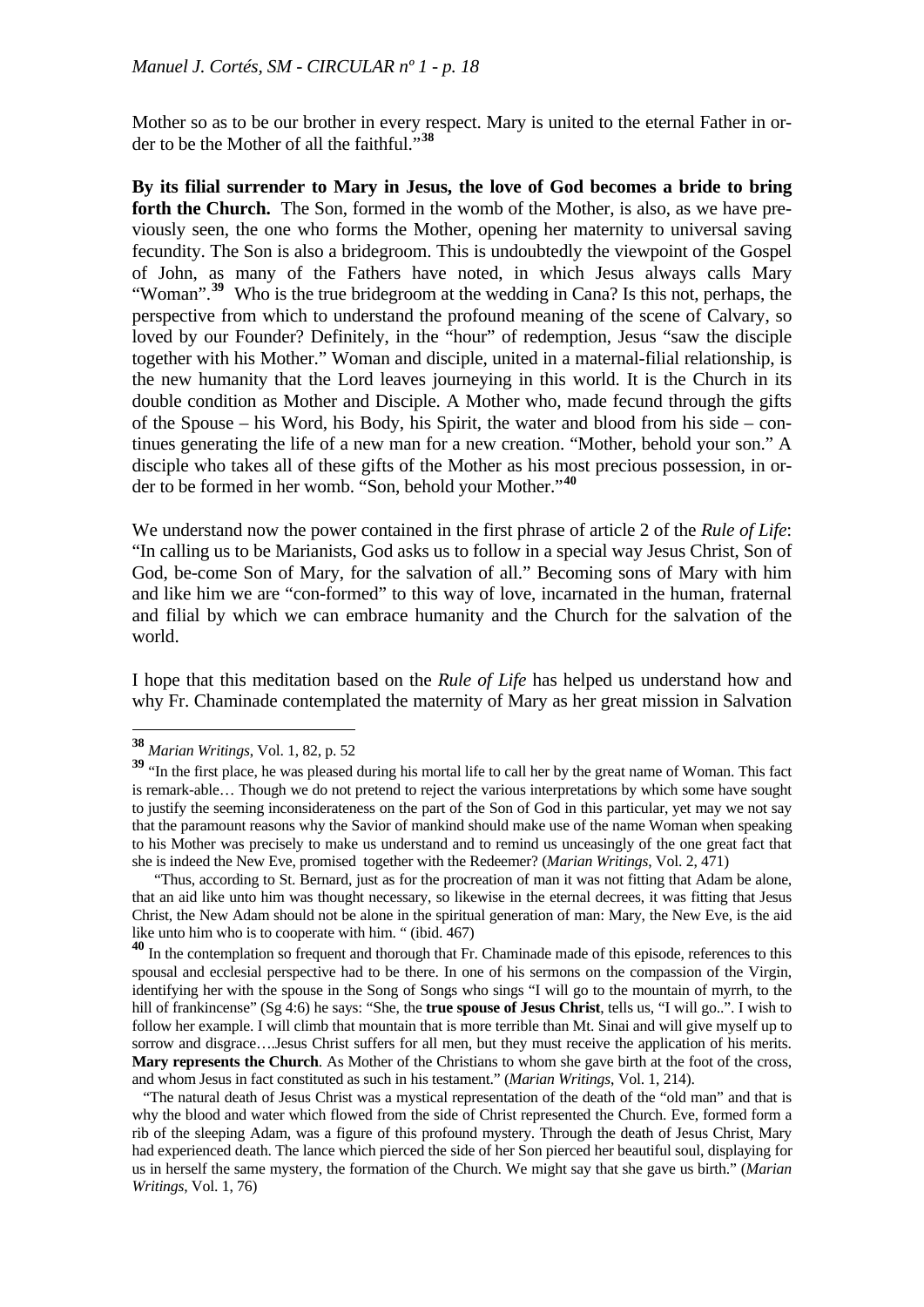Mother so as to be our brother in every respect. Mary is united to the eternal Father in order to be the Mother of all the faithful."[38]

**By its filial surrender to Mary in Jesus, the love of God becomes a bride to bring forth the Church.** The Son, formed in the womb of the Mother, is also, as we have previously seen, the one who forms the Mother, opening her maternity to universal saving fecundity. The Son is also a bridegroom. This is undoubtedly the viewpoint of the Gospel of John, as many of the Fathers have noted, in which Jesus always calls Mary "Woman".[39] Who is the true bridegroom at the wedding in Cana? Is this not, perhaps, the perspective from which to understand the profound meaning of the scene of Calvary, so loved by our Founder? Definitely, in the "hour" of redemption, Jesus "saw the disciple together with his Mother." Woman and disciple, united in a maternal-filial relationship, is the new humanity that the Lord leaves journeying in this world. It is the Church in its double condition as Mother and Disciple. A Mother who, made fecund through the gifts of the Spouse – his Word, his Body, his Spirit, the water and blood from his side – continues generating the life of a new man for a new creation. "Mother, behold your son." A disciple who takes all of these gifts of the Mother as his most precious possession, in order to be formed in her womb. "Son, behold your Mother."[40]

We understand now the power contained in the first phrase of article 2 of the *Rule of Life*: "In calling us to be Marianists, God asks us to follow in a special way Jesus Christ, Son of God, be-come Son of Mary, for the salvation of all." Becoming sons of Mary with him and like him we are "con-formed" to this way of love, incarnated in the human, fraternal and filial by which we can embrace humanity and the Church for the salvation of the world.

I hope that this meditation based on the *Rule of Life* has helped us understand how and why Fr. Chaminade contemplated the maternity of Mary as her great mission in Salvation

---

[38] *Marian Writings*, Vol. 1, 82, p. 52

[39] "In the first place, he was pleased during his mortal life to call her by the great name of Woman. This fact is remark-able… Though we do not pretend to reject the various interpretations by which some have sought to justify the seeming inconsiderateness on the part of the Son of God in this particular, yet may we not say that the paramount reasons why the Savior of mankind should make use of the name Woman when speaking to his Mother was precisely to make us understand and to remind us unceasingly of the one great fact that she is indeed the New Eve, promised together with the Redeemer? (*Marian Writings*, Vol. 2, 471)

"Thus, according to St. Bernard, just as for the procreation of man it was not fitting that Adam be alone, that an aid like unto him was thought necessary, so likewise in the eternal decrees, it was fitting that Jesus Christ, the New Adam should not be alone in the spiritual generation of man: Mary, the New Eve, is the aid like unto him who is to cooperate with him. " (ibid. 467)

[40] In the contemplation so frequent and thorough that Fr. Chaminade made of this episode, references to this spousal and ecclesial perspective had to be there. In one of his sermons on the compassion of the Virgin, identifying her with the spouse in the Song of Songs who sings "I will go to the mountain of myrrh, to the hill of frankincense" (Sg 4:6) he says: "She, the **true spouse of Jesus Christ**, tells us, "I will go..". I wish to follow her example. I will climb that mountain that is more terrible than Mt. Sinai and will give myself up to sorrow and disgrace….Jesus Christ suffers for all men, but they must receive the application of his merits. **Mary represents the Church**. As Mother of the Christians to whom she gave birth at the foot of the cross, and whom Jesus in fact constituted as such in his testament." (*Marian Writings*, Vol. 1, 214).

"The natural death of Jesus Christ was a mystical representation of the death of the "old man" and that is why the blood and water which flowed from the side of Christ represented the Church. Eve, formed form a rib of the sleeping Adam, was a figure of this profound mystery. Through the death of Jesus Christ, Mary had experienced death. The lance which pierced the side of her Son pierced her beautiful soul, displaying for us in herself the same mystery, the formation of the Church. We might say that she gave us birth." (*Marian Writings*, Vol. 1, 76)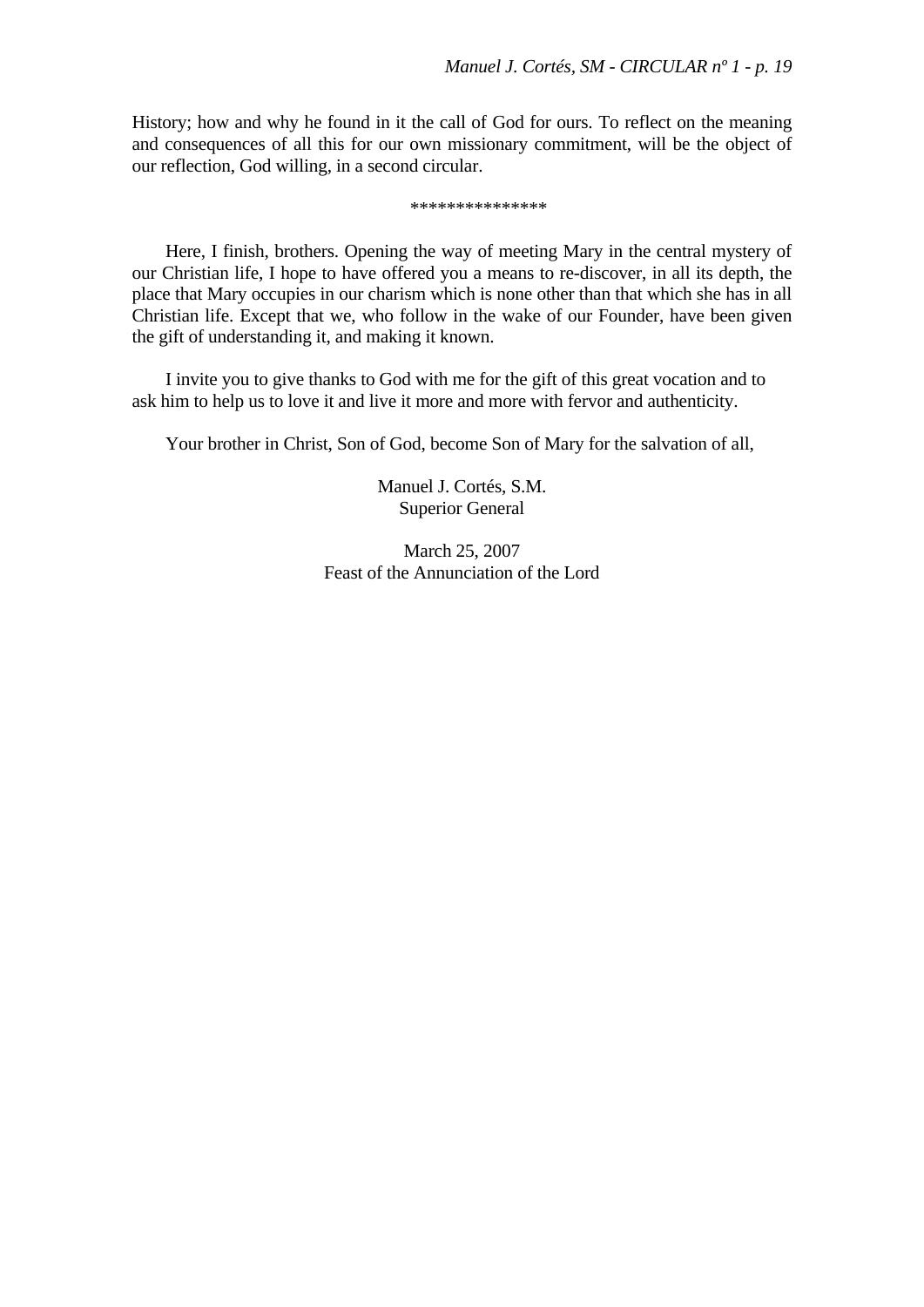History; how and why he found in it the call of God for ours. To reflect on the meaning and consequences of all this for our own missionary commitment, will be the object of our reflection, God willing, in a second circular.

***************

Here, I finish, brothers. Opening the way of meeting Mary in the central mystery of our Christian life, I hope to have offered you a means to re-discover, in all its depth, the place that Mary occupies in our charism which is none other than that which she has in all Christian life. Except that we, who follow in the wake of our Founder, have been given the gift of understanding it, and making it known.

I invite you to give thanks to God with me for the gift of this great vocation and to ask him to help us to love it and live it more and more with fervor and authenticity.

Your brother in Christ, Son of God, become Son of Mary for the salvation of all,

Manuel J. Cortés, S.M.
Superior General

March 25, 2007
Feast of the Annunciation of the Lord